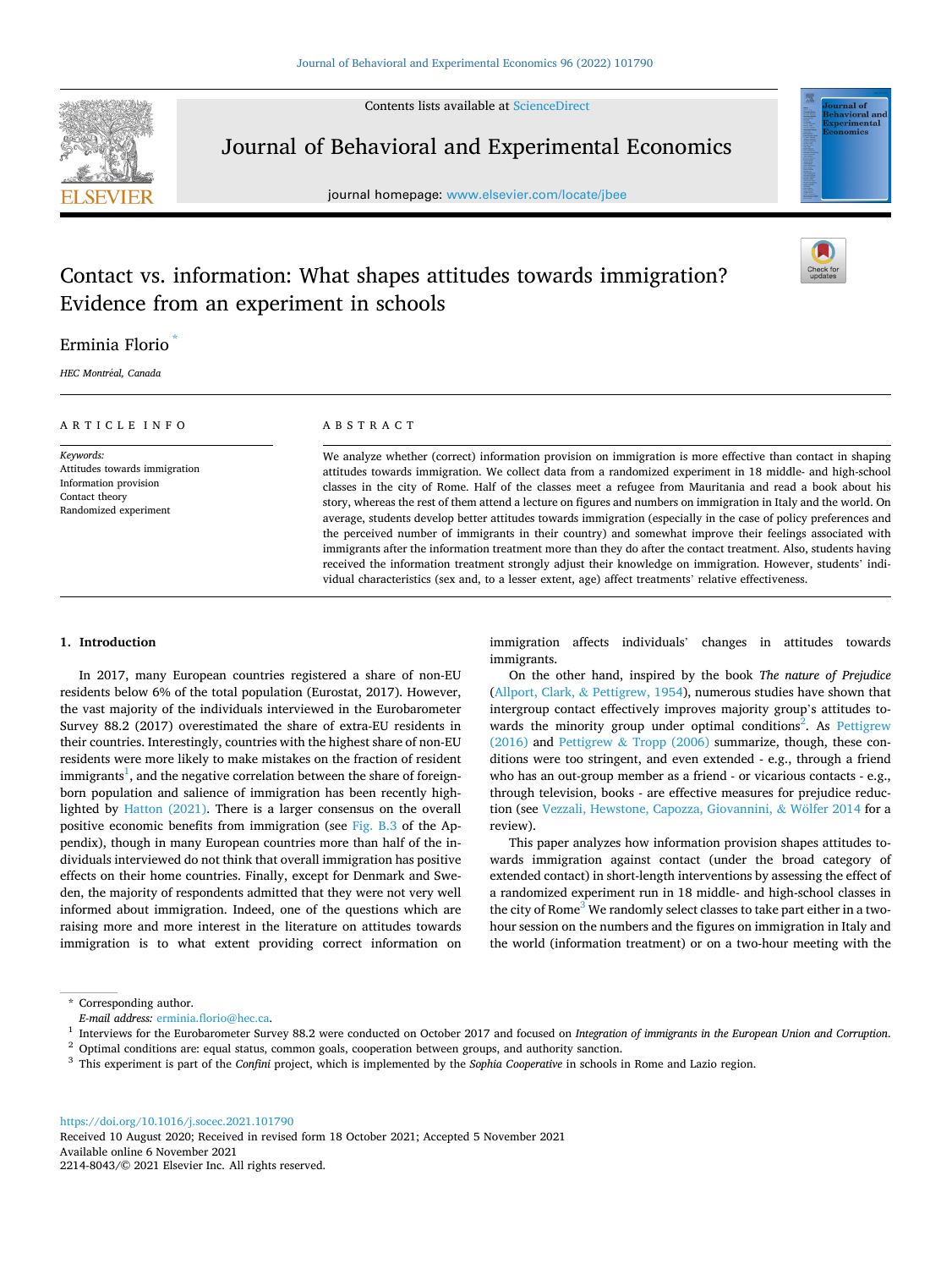# Contact vs. information: What shapes attitudes towards immigration? Evidence from an experiment in schools

Erminia Florio *

*HEC Montréal, Canada*

## ARTICLE INFO

*Keywords:*
Attitudes towards immigration
Information provision
Contact theory
Randomized experiment

## ABSTRACT

We analyze whether (correct) information provision on immigration is more effective than contact in shaping attitudes towards immigration. We collect data from a randomized experiment in 18 middle- and high-school classes in the city of Rome. Half of the classes meet a refugee from Mauritania and read a book about his story, whereas the rest of them attend a lecture on figures and numbers on immigration in Italy and the world. On average, students develop better attitudes towards immigration (especially in the case of policy preferences and the perceived number of immigrants in their country) and somewhat improve their feelings associated with immigrants after the information treatment more than they do after the contact treatment. Also, students having received the information treatment strongly adjust their knowledge on immigration. However, students' individual characteristics (sex and, to a lesser extent, age) affect treatments' relative effectiveness.

## 1. Introduction

In 2017, many European countries registered a share of non-EU residents below 6% of the total population (Eurostat, 2017). However, the vast majority of the individuals interviewed in the Eurobarometer Survey 88.2 (2017) overestimated the share of extra-EU residents in their countries. Interestingly, countries with the highest share of non-EU residents were more likely to make mistakes on the fraction of resident immigrants[1], and the negative correlation between the share of foreign-born population and salience of immigration has been recently highlighted by Hatton (2021). There is a larger consensus on the overall positive economic benefits from immigration (see Fig. B.3 of the Appendix), though in many European countries more than half of the individuals interviewed do not think that overall immigration has positive effects on their home countries. Finally, except for Denmark and Sweden, the majority of respondents admitted that they were not very well informed about immigration. Indeed, one of the questions which are raising more and more interest in the literature on attitudes towards immigration is to what extent providing correct information on immigration affects individuals' changes in attitudes towards immigrants.

On the other hand, inspired by the book *The nature of Prejudice* (Allport, Clark, & Pettigrew, 1954), numerous studies have shown that intergroup contact effectively improves majority group's attitudes towards the minority group under optimal conditions[2]. As Pettigrew (2016) and Pettigrew & Tropp (2006) summarize, though, these conditions were too stringent, and even extended - e.g., through a friend who has an out-group member as a friend - or vicarious contacts - e.g., through television, books - are effective measures for prejudice reduction (see Vezzali, Hewstone, Capozza, Giovannini, & Wölfer 2014 for a review).

This paper analyzes how information provision shapes attitudes towards immigration against contact (under the broad category of extended contact) in short-length interventions by assessing the effect of a randomized experiment run in 18 middle- and high-school classes in the city of Rome[3] We randomly select classes to take part either in a two-hour session on the numbers and the figures on immigration in Italy and the world (information treatment) or on a two-hour meeting with the

---

\* Corresponding author.
*E-mail address:* erminia.florio@hec.ca.

[1] Interviews for the Eurobarometer Survey 88.2 were conducted on October 2017 and focused on *Integration of immigrants in the European Union and Corruption*.

[2] Optimal conditions are: equal status, common goals, cooperation between groups, and authority sanction.

[3] This experiment is part of the *Confini* project, which is implemented by the *Sophia Cooperative* in schools in Rome and Lazio region.

https://doi.org/10.1016/j.socec.2021.101790
Received 10 August 2020; Received in revised form 18 October 2021; Accepted 5 November 2021
Available online 6 November 2021
2214-8043/© 2021 Elsevier Inc. All rights reserved.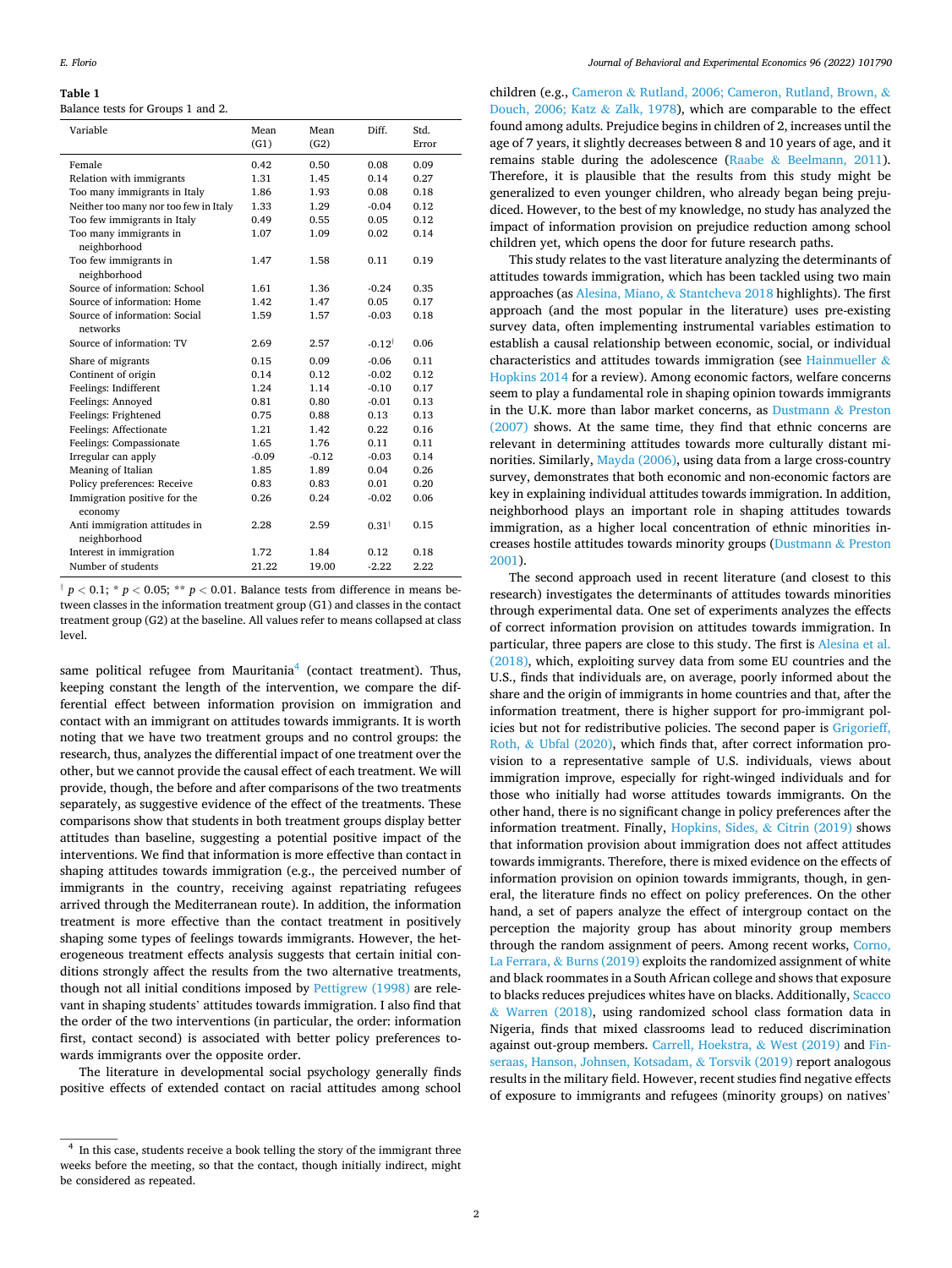**Table 1**
Balance tests for Groups 1 and 2.

| Variable | Mean (G1) | Mean (G2) | Diff. | Std. Error |
|---|---|---|---|---|
| Female | 0.42 | 0.50 | 0.08 | 0.09 |
| Relation with immigrants | 1.31 | 1.45 | 0.14 | 0.27 |
| Too many immigrants in Italy | 1.86 | 1.93 | 0.08 | 0.18 |
| Neither too many nor too few in Italy | 1.33 | 1.29 | -0.04 | 0.12 |
| Too few immigrants in Italy | 0.49 | 0.55 | 0.05 | 0.12 |
| Too many immigrants in neighborhood | 1.07 | 1.09 | 0.02 | 0.14 |
| Too few immigrants in neighborhood | 1.47 | 1.58 | 0.11 | 0.19 |
| Source of information: School | 1.61 | 1.36 | -0.24 | 0.35 |
| Source of information: Home | 1.42 | 1.47 | 0.05 | 0.17 |
| Source of information: Social networks | 1.59 | 1.57 | -0.03 | 0.18 |
| Source of information: TV | 2.69 | 2.57 | -0.12[†] | 0.06 |
| Share of migrants | 0.15 | 0.09 | -0.06 | 0.11 |
| Continent of origin | 0.14 | 0.12 | -0.02 | 0.12 |
| Feelings: Indifferent | 1.24 | 1.14 | -0.10 | 0.17 |
| Feelings: Annoyed | 0.81 | 0.80 | -0.01 | 0.13 |
| Feelings: Frightened | 0.75 | 0.88 | 0.13 | 0.13 |
| Feelings: Affectionate | 1.21 | 1.42 | 0.22 | 0.16 |
| Feelings: Compassionate | 1.65 | 1.76 | 0.11 | 0.11 |
| Irregular can apply | -0.09 | -0.12 | -0.03 | 0.14 |
| Meaning of Italian | 1.85 | 1.89 | 0.04 | 0.26 |
| Policy preferences: Receive | 0.83 | 0.83 | 0.01 | 0.20 |
| Immigration positive for the economy | 0.26 | 0.24 | -0.02 | 0.06 |
| Anti immigration attitudes in neighborhood | 2.28 | 2.59 | 0.31[†] | 0.15 |
| Interest in immigration | 1.72 | 1.84 | 0.12 | 0.18 |
| Number of students | 21.22 | 19.00 | -2.22 | 2.22 |

[†] $p < 0.1$; * $p < 0.05$; ** $p < 0.01$. Balance tests from difference in means between classes in the information treatment group (G1) and classes in the contact treatment group (G2) at the baseline. All values refer to means collapsed at class level.

same political refugee from Mauritania[4] (contact treatment). Thus, keeping constant the length of the intervention, we compare the differential effect between information provision on immigration and contact with an immigrant on attitudes towards immigrants. It is worth noting that we have two treatment groups and no control groups: the research, thus, analyzes the differential impact of one treatment over the other, but we cannot provide the causal effect of each treatment. We will provide, though, the before and after comparisons of the two treatments separately, as suggestive evidence of the effect of the treatments. These comparisons show that students in both treatment groups display better attitudes than baseline, suggesting a potential positive impact of the interventions. We find that information is more effective than contact in shaping attitudes towards immigration (e.g., the perceived number of immigrants in the country, receiving against repatriating refugees arrived through the Mediterranean route). In addition, the information treatment is more effective than the contact treatment in positively shaping some types of feelings towards immigrants. However, the heterogeneous treatment effects analysis suggests that certain initial conditions strongly affect the results from the two alternative treatments, though not all initial conditions imposed by Pettigrew (1998) are relevant in shaping students' attitudes towards immigration. I also find that the order of the two interventions (in particular, the order: information first, contact second) is associated with better policy preferences towards immigrants over the opposite order.

The literature in developmental social psychology generally finds positive effects of extended contact on racial attitudes among school children (e.g., Cameron & Rutland, 2006; Cameron, Rutland, Brown, & Douch, 2006; Katz & Zalk, 1978), which are comparable to the effect found among adults. Prejudice begins in children of 2, increases until the age of 7 years, it slightly decreases between 8 and 10 years of age, and it remains stable during the adolescence (Raabe & Beelmann, 2011). Therefore, it is plausible that the results from this study might be generalized to even younger children, who already began being prejudiced. However, to the best of my knowledge, no study has analyzed the impact of information provision on prejudice reduction among school children yet, which opens the door for future research paths.

This study relates to the vast literature analyzing the determinants of attitudes towards immigration, which has been tackled using two main approaches (as Alesina, Miano, & Stantcheva 2018 highlights). The first approach (and the most popular in the literature) uses pre-existing survey data, often implementing instrumental variables estimation to establish a causal relationship between economic, social, or individual characteristics and attitudes towards immigration (see Hainmueller & Hopkins 2014 for a review). Among economic factors, welfare concerns seem to play a fundamental role in shaping opinion towards immigrants in the U.K. more than labor market concerns, as Dustmann & Preston (2007) shows. At the same time, they find that ethnic concerns are relevant in determining attitudes towards more culturally distant minorities. Similarly, Mayda (2006), using data from a large cross-country survey, demonstrates that both economic and non-economic factors are key in explaining individual attitudes towards immigration. In addition, neighborhood plays an important role in shaping attitudes towards immigration, as a higher local concentration of ethnic minorities increases hostile attitudes towards minority groups (Dustmann & Preston 2001).

The second approach used in recent literature (and closest to this research) investigates the determinants of attitudes towards minorities through experimental data. One set of experiments analyzes the effects of correct information provision on attitudes towards immigration. In particular, three papers are close to this study. The first is Alesina et al. (2018), which, exploiting survey data from some EU countries and the U.S., finds that individuals are, on average, poorly informed about the share and the origin of immigrants in home countries and that, after the information treatment, there is higher support for pro-immigrant policies but not for redistributive policies. The second paper is Grigorieff, Roth, & Ubfal (2020), which finds that, after correct information provision to a representative sample of U.S. individuals, views about immigration improve, especially for right-winged individuals and for those who initially had worse attitudes towards immigrants. On the other hand, there is no significant change in policy preferences after the information treatment. Finally, Hopkins, Sides, & Citrin (2019) shows that information provision about immigration does not affect attitudes towards immigrants. Therefore, there is mixed evidence on the effects of information provision on opinion towards immigrants, though, in general, the literature finds no effect on policy preferences. On the other hand, a set of papers analyze the effect of intergroup contact on the perception the majority group has about minority group members through the random assignment of peers. Among recent works, Corno, La Ferrara, & Burns (2019) exploits the randomized assignment of white and black roommates in a South African college and shows that exposure to blacks reduces prejudices whites have on blacks. Additionally, Scacco & Warren (2018), using randomized school class formation data in Nigeria, finds that mixed classrooms lead to reduced discrimination against out-group members. Carrell, Hoekstra, & West (2019) and Finseraas, Hanson, Johnsen, Kotsadam, & Torsvik (2019) report analogous results in the military field. However, recent studies find negative effects of exposure to immigrants and refugees (minority groups) on natives'

[4] In this case, students receive a book telling the story of the immigrant three weeks before the meeting, so that the contact, though initially indirect, might be considered as repeated.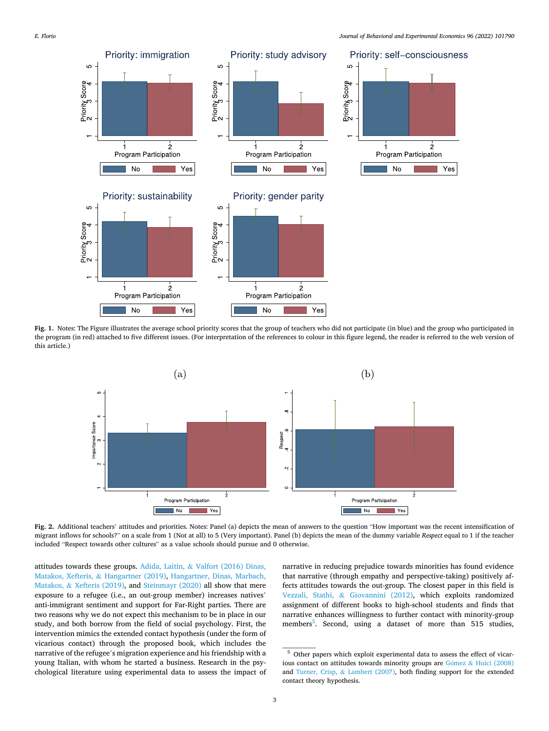**Fig. 1.** Notes: The Figure illustrates the average school priority scores that the group of teachers who did not participate (in blue) and the group who participated in the program (in red) attached to five different issues. (For interpretation of the references to colour in this figure legend, the reader is referred to the web version of this article.)

**Fig. 2.** Additional teachers' attitudes and priorities. Notes: Panel (a) depicts the mean of answers to the question "How important was the recent intensification of migrant inflows for schools?" on a scale from 1 (Not at all) to 5 (Very important). Panel (b) depicts the mean of the dummy variable *Respect* equal to 1 if the teacher included "Respect towards other cultures" as a value schools should pursue and 0 otherwise.

attitudes towards these groups. Adida, Laitin, & Valfort (2016) Dinas, Matakos, Xefteris, & Hangartner (2019), Hangartner, Dinas, Marbach, Matakos, & Xefteris (2019), and Steinmayr (2020) all show that mere exposure to a refugee (i.e., an out-group member) increases natives' anti-immigrant sentiment and support for Far-Right parties. There are two reasons why we do not expect this mechanism to be in place in our study, and both borrow from the field of social psychology. First, the intervention mimics the extended contact hypothesis (under the form of vicarious contact) through the proposed book, which includes the narrative of the refugee's migration experience and his friendship with a young Italian, with whom he started a business. Research in the psychological literature using experimental data to assess the impact of narrative in reducing prejudice towards minorities has found evidence that narrative (through empathy and perspective-taking) positively affects attitudes towards the out-group. The closest paper in this field is Vezzali, Stathi, & Giovannini (2012), which exploits randomized assignment of different books to high-school students and finds that narrative enhances willingness to further contact with minority-group members[5]. Second, using a dataset of more than 515 studies,

[5] Other papers which exploit experimental data to assess the effect of vicarious contact on attitudes towards minority groups are Gómez & Huici (2008) and Turner, Crisp, & Lambert (2007), both finding support for the extended contact theory hypothesis.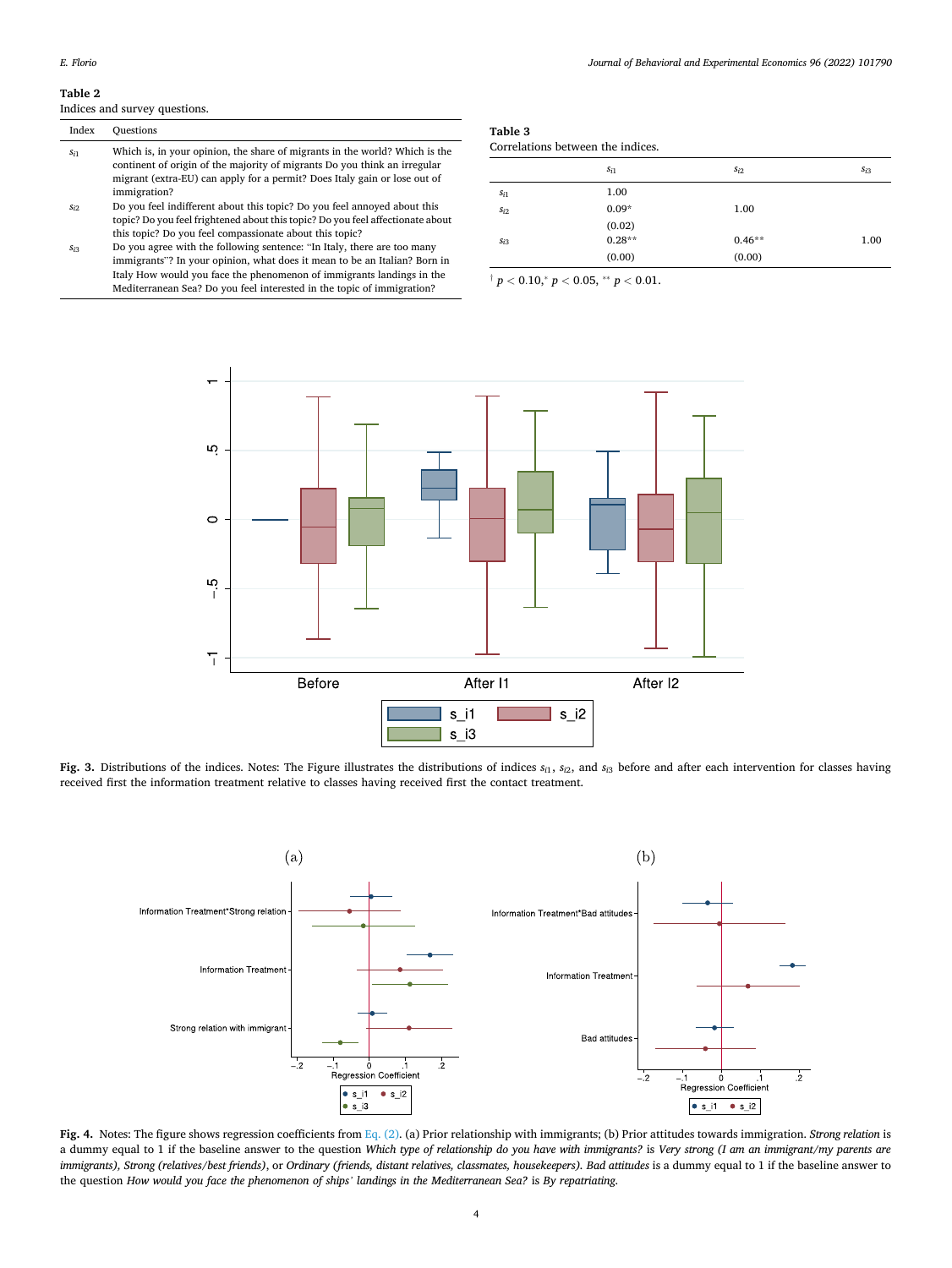**Table 2**
Indices and survey questions.

| Index | Questions |
|---|---|
| $s_{i1}$ | Which is, in your opinion, the share of migrants in the world? Which is the continent of origin of the majority of migrants Do you think an irregular migrant (extra-EU) can apply for a permit? Does Italy gain or lose out of immigration? |
| $s_{i2}$ | Do you feel indifferent about this topic? Do you feel annoyed about this topic? Do you feel frightened about this topic? Do you feel affectionate about this topic? Do you feel compassionate about this topic? |
| $s_{i3}$ | Do you agree with the following sentence: "In Italy, there are too many immigrants"? In your opinion, what does it mean to be an Italian? Born in Italy How would you face the phenomenon of immigrants landings in the Mediterranean Sea? Do you feel interested in the topic of immigration? |

**Table 3**
Correlations between the indices.

| | $s_{i1}$ | $s_{i2}$ | $s_{i3}$ |
|---|---|---|---|
| $s_{i1}$ | 1.00 | | |
| $s_{i2}$ | 0.09* | 1.00 | |
| | (0.02) | | |
| $s_{i3}$ | 0.28** | 0.46** | 1.00 |
| | (0.00) | (0.00) | |

† $p < 0.10$,* $p < 0.05$, ** $p < 0.01$.

**Fig. 3.** Distributions of the indices. Notes: The Figure illustrates the distributions of indices $s_{i1}$, $s_{i2}$, and $s_{i3}$ before and after each intervention for classes having received first the information treatment relative to classes having received first the contact treatment.

**Fig. 4.** Notes: The figure shows regression coefficients from Eq. (2). (a) Prior relationship with immigrants; (b) Prior attitudes towards immigration. *Strong relation* is a dummy equal to 1 if the baseline answer to the question *Which type of relationship do you have with immigrants?* is *Very strong (I am an immigrant/my parents are immigrants), Strong (relatives/best friends)*, or *Ordinary (friends, distant relatives, classmates, housekeepers)*. *Bad attitudes* is a dummy equal to 1 if the baseline answer to the question *How would you face the phenomenon of ships' landings in the Mediterranean Sea?* is *By repatriating*.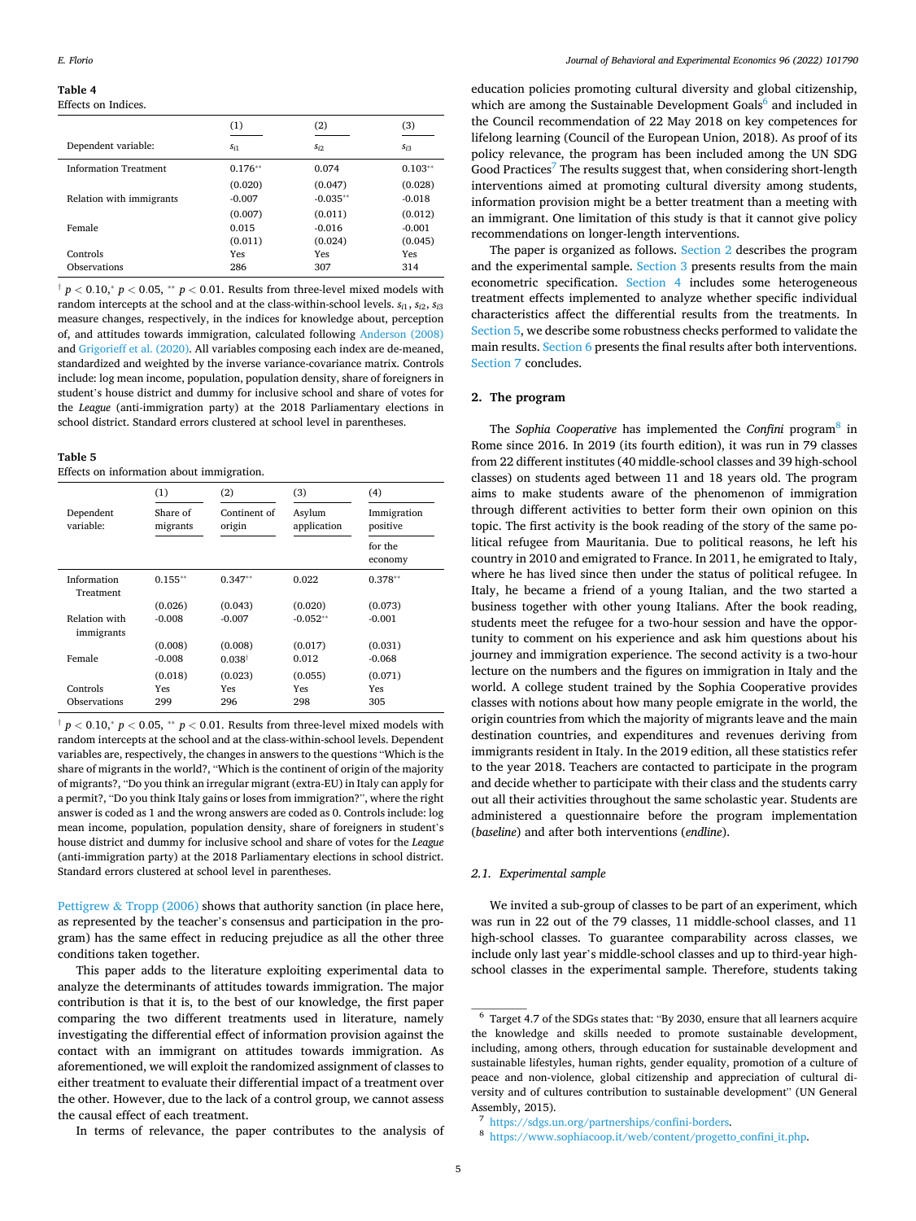**Table 4**
Effects on Indices.

| | (1) | (2) | (3) |
|---|---|---|---|
| Dependent variable: | $s_{i1}$ | $s_{i2}$ | $s_{i3}$ |
| Information Treatment | 0.176** | 0.074 | 0.103** |
| | (0.020) | (0.047) | (0.028) |
| Relation with immigrants | -0.007 | -0.035** | -0.018 |
| | (0.007) | (0.011) | (0.012) |
| Female | 0.015 | -0.016 | -0.001 |
| | (0.011) | (0.024) | (0.045) |
| Controls | Yes | Yes | Yes |
| Observations | 286 | 307 | 314 |

† $p < 0.10$,* $p < 0.05$, ** $p < 0.01$. Results from three-level mixed models with random intercepts at the school and at the class-within-school levels. $s_{i1}$, $s_{i2}$, $s_{i3}$ measure changes, respectively, in the indices for knowledge about, perception of, and attitudes towards immigration, calculated following Anderson (2008) and Grigorieff et al. (2020). All variables composing each index are de-meaned, standardized and weighted by the inverse variance-covariance matrix. Controls include: log mean income, population, population density, share of foreigners in student's house district and dummy for inclusive school and share of votes for the *League* (anti-immigration party) at the 2018 Parliamentary elections in school district. Standard errors clustered at school level in parentheses.

**Table 5**
Effects on information about immigration.

| | (1) | (2) | (3) | (4) |
|---|---|---|---|---|
| Dependent variable: | Share of migrants | Continent of origin | Asylum application | Immigration positive for the economy |
| Information Treatment | 0.155** | 0.347** | 0.022 | 0.378** |
| | (0.026) | (0.043) | (0.020) | (0.073) |
| Relation with immigrants | -0.008 | -0.007 | -0.052** | -0.001 |
| | (0.008) | (0.008) | (0.017) | (0.031) |
| Female | -0.008 | 0.038† | 0.012 | -0.068 |
| | (0.018) | (0.023) | (0.055) | (0.071) |
| Controls | Yes | Yes | Yes | Yes |
| Observations | 299 | 296 | 298 | 305 |

† $p < 0.10$,* $p < 0.05$, ** $p < 0.01$. Results from three-level mixed models with random intercepts at the school and at the class-within-school levels. Dependent variables are, respectively, the changes in answers to the questions "Which is the share of migrants in the world?, "Which is the continent of origin of the majority of migrants?, "Do you think an irregular migrant (extra-EU) in Italy can apply for a permit?, "Do you think Italy gains or loses from immigration?", where the right answer is coded as 1 and the wrong answers are coded as 0. Controls include: log mean income, population, share of foreigners in student's house district and dummy for inclusive school and share of votes for the *League* (anti-immigration party) at the 2018 Parliamentary elections in school district. Standard errors clustered at school level in parentheses.

Pettigrew & Tropp (2006) shows that authority sanction (in place here, as represented by the teacher's consensus and participation in the program) has the same effect in reducing prejudice as all the other three conditions taken together.

This paper adds to the literature exploiting experimental data to analyze the determinants of attitudes towards immigration. The major contribution is that it is, to the best of our knowledge, the first paper comparing the two different treatments used in literature, namely investigating the differential effect of information provision against the contact with an immigrant on attitudes towards immigration. As aforementioned, we will exploit the randomized assignment of classes to either treatment to evaluate their differential impact of a treatment over the other. However, due to the lack of a control group, we cannot assess the causal effect of each treatment.

In terms of relevance, the paper contributes to the analysis of education policies promoting cultural diversity and global citizenship, which are among the Sustainable Development Goals[6] and included in the Council recommendation of 22 May 2018 on key competences for lifelong learning (Council of the European Union, 2018). As proof of its policy relevance, the program has been included among the UN SDG Good Practices[7] The results suggest that, when considering short-length interventions aimed at promoting cultural diversity among students, information provision might be a better treatment than a meeting with an immigrant. One limitation of this study is that it cannot give policy recommendations on longer-length interventions.

The paper is organized as follows. Section 2 describes the program and the experimental sample. Section 3 presents results from the main econometric specification. Section 4 includes some heterogeneous treatment effects implemented to analyze whether specific individual characteristics affect the differential results from the treatments. In Section 5, we describe some robustness checks performed to validate the main results. Section 6 presents the final results after both interventions. Section 7 concludes.

## 2. The program

The *Sophia Cooperative* has implemented the *Confini* program[8] in Rome since 2016. In 2019 (its fourth edition), it was run in 79 classes from 22 different institutes (40 middle-school classes and 39 high-school classes) on students aged between 11 and 18 years old. The program aims to make students aware of the phenomenon of immigration through different activities to better form their own opinion on this topic. The first activity is the book reading of the story of the same political refugee from Mauritania. Due to political reasons, he left his country in 2010 and emigrated to France. In 2011, he emigrated to Italy, where he has lived since then under the status of political refugee. In Italy, he became a friend of a young Italian, and the two started a business together with other young Italians. After the book reading, students meet the refugee for a two-hour session and have the opportunity to comment on his experience and ask him questions about his journey and immigration experience. The second activity is a two-hour lecture on the numbers and the figures on immigration in Italy and the world. A college student trained by the Sophia Cooperative provides classes with notions about how many people emigrate in the world, the origin countries from which the majority of migrants leave and the main destination countries, and expenditures and revenues deriving from immigrants resident in Italy. In the 2019 edition, all these statistics refer to the year 2018. Teachers are contacted to participate in the program and decide whether to participate with their class and the students carry out all their activities throughout the same scholastic year. Students are administered a questionnaire before the program implementation (*baseline*) and after both interventions (*endline*).

### 2.1. Experimental sample

We invited a sub-group of classes to be part of an experiment, which was run in 22 out of the 79 classes, 11 middle-school classes, and 11 high-school classes. To guarantee comparability across classes, we include only last year's middle-school classes and up to third-year high-school classes in the experimental sample. Therefore, students taking

[6] Target 4.7 of the SDGs states that: "By 2030, ensure that all learners acquire the knowledge and skills needed to promote sustainable development, including, among others, through education for sustainable development and sustainable lifestyles, human rights, gender equality, promotion of a culture of peace and non-violence, global citizenship and appreciation of cultural diversity and of cultures contribution to sustainable development" (UN General Assembly, 2015).

[7] https://sdgs.un.org/partnerships/confini-borders.

[8] https://www.sophiacoop.it/web/content/progetto_confini_it.php.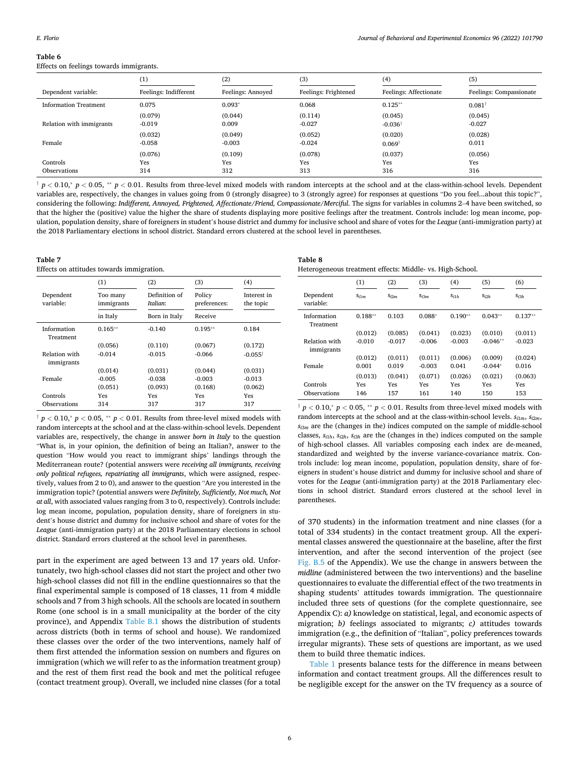**Table 6**
Effects on feelings towards immigrants.

| | (1) | (2) | (3) | (4) | (5) |
|---|---|---|---|---|---|
| Dependent variable: | Feelings: Indifferent | Feelings: Annoyed | Feelings: Frightened | Feelings: Affectionate | Feelings: Compassionate |
| Information Treatment | 0.075 | 0.093* | 0.068 | 0.125** | 0.081† |
| | (0.079) | (0.044) | (0.114) | (0.045) | (0.045) |
| Relation with immigrants | -0.019 | 0.009 | -0.027 | -0.036† | -0.027 |
| | (0.032) | (0.049) | (0.052) | (0.020) | (0.028) |
| Female | -0.058 | -0.003 | -0.024 | 0.069† | 0.011 |
| | (0.076) | (0.109) | (0.078) | (0.037) | (0.056) |
| Controls | Yes | Yes | Yes | Yes | Yes |
| Observations | 314 | 312 | 313 | 316 | 316 |

† $p < 0.10$,* $p < 0.05$, ** $p < 0.01$. Results from three-level mixed models with random intercepts at the school and at the class-within-school levels. Dependent variables are, respectively, the changes in values going from 0 (strongly disagree) to 3 (strongly agree) for responses at questions "Do you feel...about this topic?", considering the following: *Indifferent, Annoyed, Frightened, Affectionate/Friend, Compassionate/Merciful*. The signs for variables in columns 2–4 have been switched, so that the higher the (positive) value the higher the share of students displaying more positive feelings after the treatment. Controls include: log mean income, population, population density, share of foreigners in student's house district and dummy for inclusive school and share of votes for the *League* (anti-immigration party) at the 2018 Parliamentary elections in school district. Standard errors clustered at the school level in parentheses.

**Table 7**
Effects on attitudes towards immigration.

| | (1) | (2) | (3) | (4) |
|---|---|---|---|---|
| Dependent variable: | Too many immigrants | Definition of *Italian*: | Policy preferences: | Interest in the topic |
| | in Italy | Born in Italy | Receive | |
| Information Treatment | 0.165** | -0.140 | 0.195** | 0.184 |
| | (0.056) | (0.110) | (0.067) | (0.172) |
| Relation with immigrants | -0.014 | -0.015 | -0.066 | -0.055† |
| | (0.014) | (0.031) | (0.044) | (0.031) |
| Female | -0.005 | -0.038 | -0.003 | -0.013 |
| | (0.051) | (0.093) | (0.168) | (0.062) |
| Controls | Yes | Yes | Yes | Yes |
| Observations | 314 | 317 | 317 | 317 |

† $p < 0.10$,* $p < 0.05$, ** $p < 0.01$. Results from three-level mixed models with random intercepts at the school and at the class-within-school levels. Dependent variables are, respectively, the change in answer *born in Italy* to the question "What is, in your opinion, the definition of being an Italian?, answer to the question "How would you react to immigrant ships' landings through the Mediterranean route? (potential answers were *receiving all immigrants, receiving only political refugees, repatriating all immigrants*, which were assigned, respectively, values from 2 to 0), and answer to the question "Are you interested in the immigration topic? (potential answers were *Definitely, Sufficiently, Not much, Not at all*, with associated values ranging from 3 to 0, respectively). Controls include: log mean income, population, population density, share of foreigners in student's house district and dummy for inclusive school and share of votes for the *League* (anti-immigration party) at the 2018 Parliamentary elections in school district. Standard errors clustered at the school level in parentheses.

**Table 8**
Heterogeneous treatment effects: Middle- vs. High-School.

| | (1) | (2) | (3) | (4) | (5) | (6) |
|---|---|---|---|---|---|---|
| Dependent variable: | $s_{i1m}$ | $s_{i2m}$ | $s_{i3m}$ | $s_{i1h}$ | $s_{i2h}$ | $s_{i3h}$ |
| Information Treatment | 0.188** | 0.103 | 0.088* | 0.190** | 0.043** | 0.137** |
| | (0.012) | (0.085) | (0.041) | (0.023) | (0.010) | (0.011) |
| Relation with immigrants | -0.010 | -0.017 | -0.006 | -0.003 | -0.046** | -0.023 |
| | (0.012) | (0.011) | (0.011) | (0.006) | (0.009) | (0.024) |
| Female | 0.001 | 0.019 | -0.003 | 0.041 | -0.044* | 0.016 |
| | (0.013) | (0.041) | (0.071) | (0.026) | (0.021) | (0.063) |
| Controls | Yes | Yes | Yes | Yes | Yes | Yes |
| Observations | 146 | 157 | 161 | 140 | 150 | 153 |

† $p < 0.10$,* $p < 0.05$, ** $p < 0.01$. Results from three-level mixed models with random intercepts at the school and at the class-within-school levels. $s_{i1m}$, $s_{i2m}$, $s_{i3m}$ are the (changes in the) indices computed on the sample of middle-school classes, $s_{i1h}$, $s_{i2h}$, $s_{i3h}$ are the (changes in the) indices computed on the sample of high-school classes. All variables composing each index are de-meaned, standardized and weighted by the inverse variance-covariance matrix. Controls include: log mean income, population, population density, share of foreigners in student's house district and dummy for inclusive school and share of votes for the *League* (anti-immigration party) at the 2018 Parliamentary elections in school district. Standard errors clustered at the school level in parentheses.

part in the experiment are aged between 13 and 17 years old. Unfortunately, two high-school classes did not start the project and other two high-school classes did not fill in the endline questionnaires so that the final experimental sample is composed of 18 classes, 11 from 4 middle schools and 7 from 3 high schools. All the schools are located in southern Rome (one school is in a small municipality at the border of the city province), and Appendix Table B.1 shows the distribution of students across districts (both in terms of school and house). We randomized these classes over the order of the two interventions, namely half of them first attended the information session on numbers and figures on immigration (which we will refer to as the information treatment group) and the rest of them first read the book and met the political refugee (contact treatment group). Overall, we included nine classes (for a total of 370 students) in the information treatment and nine classes (for a total of 334 students) in the contact treatment group. All the experimental classes answered the questionnaire at the baseline, after the first intervention, and after the second intervention of the project (see Fig. B.5 of the Appendix). We use the change in answers between the *midline* (administered between the two interventions) and the baseline questionnaires to evaluate the differential effect of the two treatments in shaping students' attitudes towards immigration. The questionnaire included three sets of questions (for the complete questionnaire, see Appendix C): *a)* knowledge on statistical, legal, and economic aspects of migration; *b)* feelings associated to migrants; *c)* attitudes towards immigration (e.g., the definition of "Italian", policy preferences towards irregular migrants). These sets of questions are important, as we used them to build three thematic indices.

Table 1 presents balance tests for the difference in means between information and contact treatment groups. All the differences result to be negligible except for the answer on the TV frequency as a source of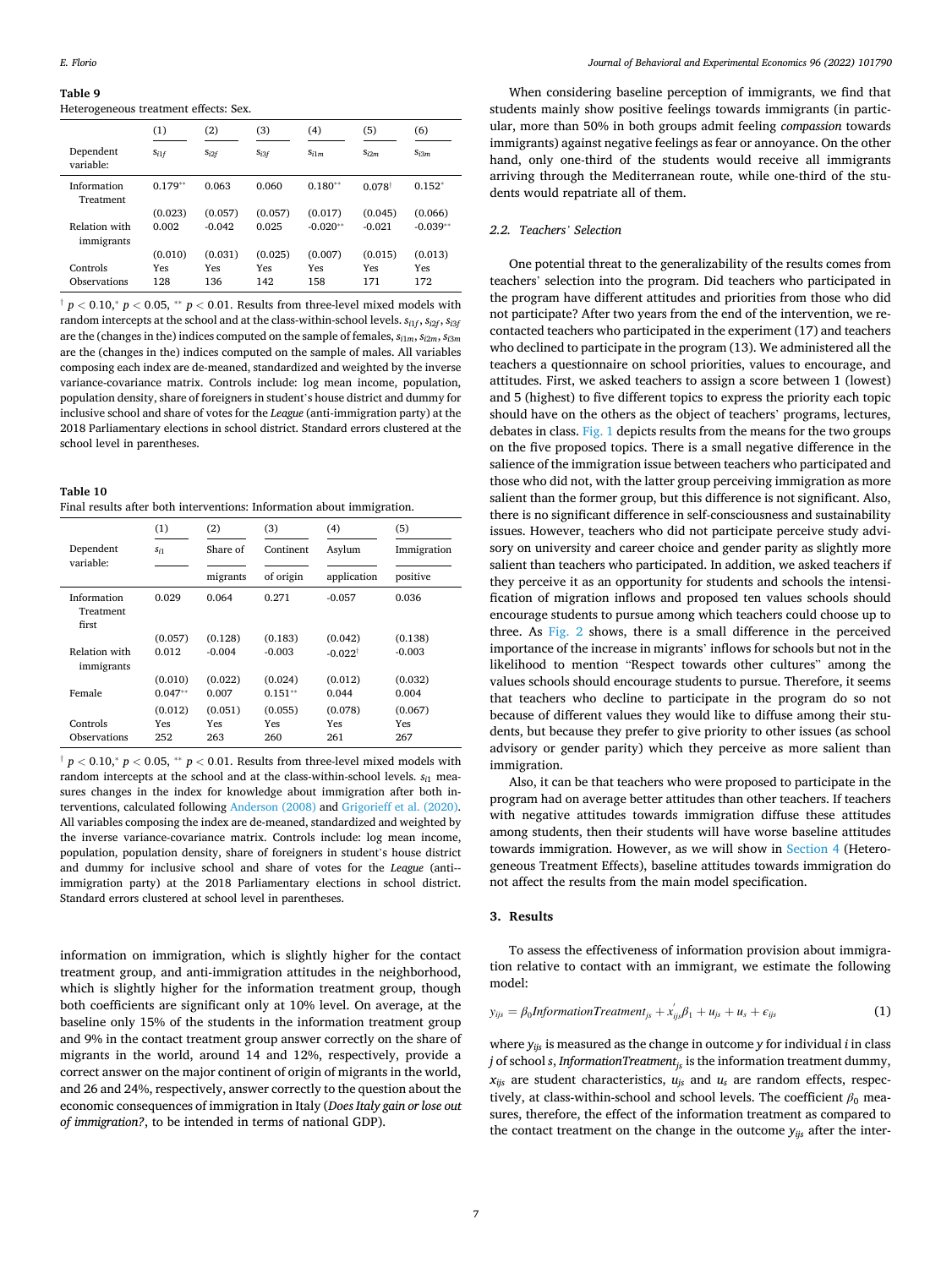**Table 9**
Heterogeneous treatment effects: Sex.

| | (1) | (2) | (3) | (4) | (5) | (6) |
|---|---|---|---|---|---|---|
| Dependent variable: | $s_{i1f}$ | $s_{i2f}$ | $s_{i3f}$ | $s_{i1m}$ | $s_{i2m}$ | $s_{i3m}$ |
| Information Treatment | 0.179** | 0.063 | 0.060 | 0.180** | 0.078† | 0.152* |
| | (0.023) | (0.057) | (0.057) | (0.017) | (0.045) | (0.066) |
| Relation with immigrants | 0.002 | -0.042 | 0.025 | -0.020** | -0.021 | -0.039** |
| | (0.010) | (0.031) | (0.025) | (0.007) | (0.015) | (0.013) |
| Controls | Yes | Yes | Yes | Yes | Yes | Yes |
| Observations | 128 | 136 | 142 | 158 | 171 | 172 |

† $p < 0.10$,* $p < 0.05$, ** $p < 0.01$. Results from three-level mixed models with random intercepts at the school and at the class-within-school levels. $s_{i1f}$, $s_{i2f}$, $s_{i3f}$ are the (changes in the) indices computed on the sample of females, $s_{i1m}$, $s_{i2m}$, $s_{i3m}$ are the (changes in the) indices computed on the sample of males. All variables composing each index are de-meaned, standardized and weighted by the inverse variance-covariance matrix. Controls include: log mean income, population, population density, share of foreigners in student's house district and dummy for inclusive school and share of votes for the *League* (anti-immigration party) at the 2018 Parliamentary elections in school district. Standard errors clustered at the school level in parentheses.

**Table 10**
Final results after both interventions: Information about immigration.

| | (1) | (2) | (3) | (4) | (5) |
|---|---|---|---|---|---|
| Dependent variable: | $s_{i1}$ | Share of migrants | Continent of origin | Asylum application | Immigration positive |
| Information Treatment first | 0.029 | 0.064 | 0.271 | -0.057 | 0.036 |
| | (0.057) | (0.128) | (0.183) | (0.042) | (0.138) |
| Relation with immigrants | 0.012 | -0.004 | -0.003 | -0.022† | -0.003 |
| | (0.010) | (0.022) | (0.024) | (0.012) | (0.032) |
| Female | 0.047** | 0.007 | 0.151** | 0.044 | 0.004 |
| | (0.012) | (0.051) | (0.055) | (0.078) | (0.067) |
| Controls | Yes | Yes | Yes | Yes | Yes |
| Observations | 252 | 263 | 260 | 261 | 267 |

† $p < 0.10$,* $p < 0.05$, ** $p < 0.01$. Results from three-level mixed models with random intercepts at the school and at the class-within-school levels. $s_{i1}$ measures changes in the index for knowledge about immigration after both interventions, calculated following Anderson (2008) and Grigorieff et al. (2020). All variables composing the index are de-meaned, standardized and weighted by the inverse variance-covariance matrix. Controls include: log mean income, population, population density, share of foreigners in student's house district and dummy for inclusive school and share of votes for the *League* (anti-immigration party) at the 2018 Parliamentary elections in school district. Standard errors clustered at school level in parentheses.

information on immigration, which is slightly higher for the contact treatment group, and anti-immigration attitudes in the neighborhood, which is slightly higher for the information treatment group, though both coefficients are significant only at 10% level. On average, at the baseline only 15% of the students in the information treatment group and 9% in the contact treatment group answer correctly on the share of migrants in the world, around 14 and 12%, respectively, provide a correct answer on the major continent of origin of migrants in the world, and 26 and 24%, respectively, answer correctly to the question about the economic consequences of immigration in Italy (*Does Italy gain or lose out of immigration?*, to be intended in terms of national GDP).

When considering baseline perception of immigrants, we find that students mainly show positive feelings towards immigrants (in particular, more than 50% in both groups admit feeling *compassion* towards immigrants) against negative feelings as fear or annoyance. On the other hand, only one-third of the students would receive all immigrants arriving through the Mediterranean route, while one-third of the students would repatriate all of them.

### 2.2. Teachers' Selection

One potential threat to the generalizability of the results comes from teachers' selection into the program. Did teachers who participated in the program have different attitudes and priorities from those who did not participate? After two years from the end of the intervention, we recontacted teachers who participated in the experiment (17) and teachers who declined to participate in the program (13). We administered all the teachers a questionnaire on school priorities, values to encourage, and attitudes. First, we asked teachers to assign a score between 1 (lowest) and 5 (highest) to five different topics to express the priority each topic should have on the others as the object of teachers' programs, lectures, debates in class. Fig. 1 depicts results from the means for the two groups on the five proposed topics. There is a small negative difference in the salience of the immigration issue between teachers who participated and those who did not, with the latter group perceiving immigration as more salient than the former group, but this difference is not significant. Also, there is no significant difference in self-consciousness and sustainability issues. However, teachers who did not participate perceive study advisory on university and career choice and gender parity as slightly more salient than teachers who participated. In addition, we asked teachers if they perceive it as an opportunity for students and schools the intensification of migration inflows and proposed ten values schools should encourage students to pursue among which teachers could choose up to three. As Fig. 2 shows, there is a small difference in the perceived importance of the increase in migrants' inflows for schools but not in the likelihood to mention "Respect towards other cultures" among the values schools should encourage students to pursue. Therefore, it seems that teachers who decline to participate in the program do so not because of different values they would like to diffuse among their students, but because they prefer to give priority to other issues (as school advisory or gender parity) which they perceive as more salient than immigration.

Also, it can be that teachers who were proposed to participate in the program had on average better attitudes than other teachers. If teachers with negative attitudes towards immigration diffuse these attitudes among students, then their students will have worse baseline attitudes towards immigration. However, as we will show in Section 4 (Heterogeneous Treatment Effects), baseline attitudes towards immigration do not affect the results from the main model specification.

## 3. Results

To assess the effectiveness of information provision about immigration relative to contact with an immigrant, we estimate the following model:

$$y_{ijs} = \beta_0 InformationTreatment_{js} + x'_{ijs}\beta_1 + u_{js} + u_s + \epsilon_{ijs} \tag{1}$$

where $y_{ijs}$ is measured as the change in outcome $y$ for individual $i$ in class $j$ of school $s$, $InformationTreatment_{js}$ is the information treatment dummy, $x_{ijs}$ are student characteristics, $u_{js}$ and $u_s$ are random effects, respectively, at class-within-school and school levels. The coefficient $\beta_0$ measures, therefore, the effect of the information treatment as compared to the contact treatment on the change in the outcome $y_{ijs}$ after the inter-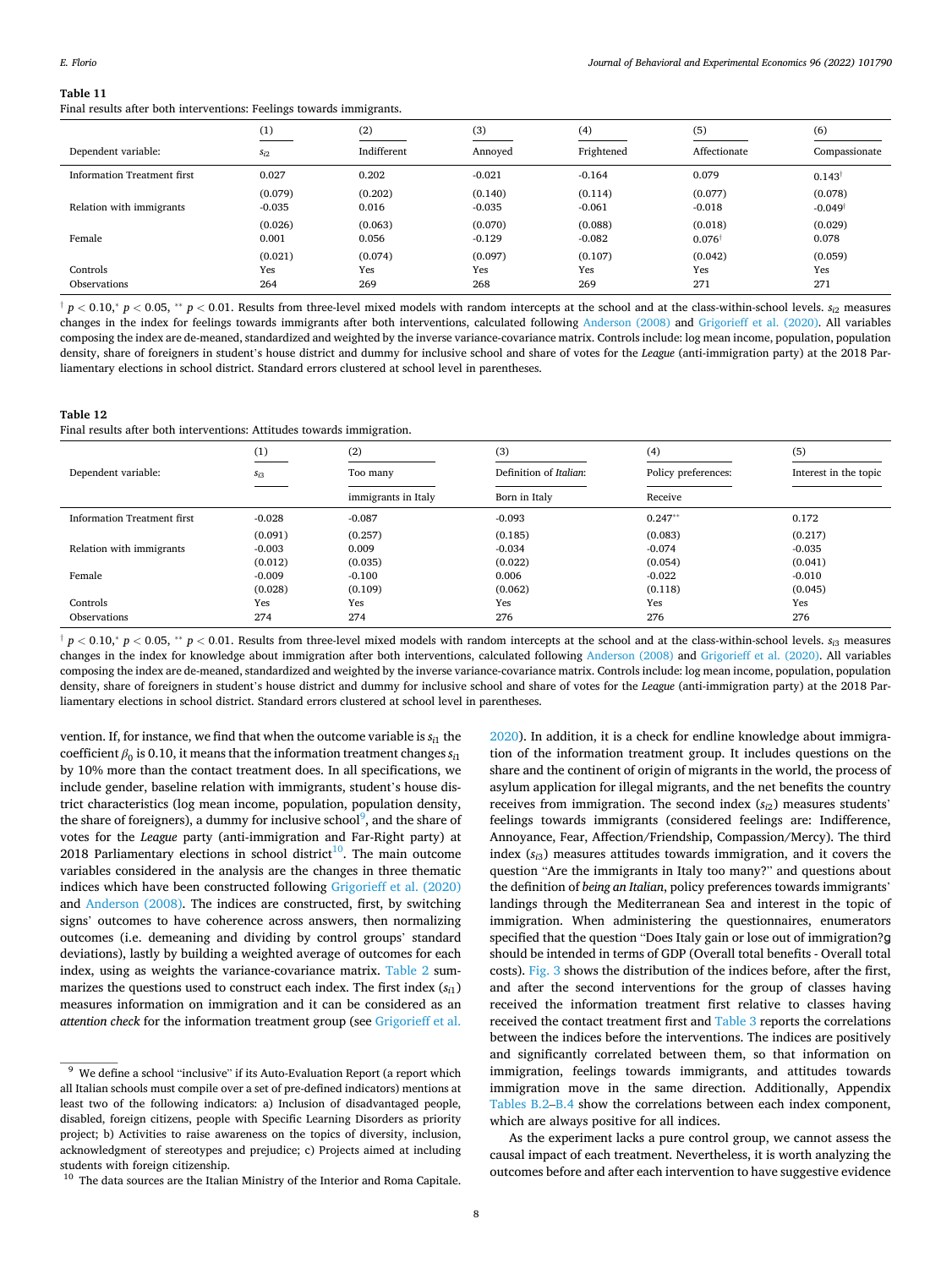**Table 11**
Final results after both interventions: Feelings towards immigrants.

| | (1) | (2) | (3) | (4) | (5) | (6) |
|---|---|---|---|---|---|---|
| Dependent variable: | $s_{i2}$ | Indifferent | Annoyed | Frightened | Affectionate | Compassionate |
| Information Treatment first | 0.027 | 0.202 | -0.021 | -0.164 | 0.079 | 0.143[†] |
| | (0.079) | (0.202) | (0.140) | (0.114) | (0.077) | (0.078) |
| Relation with immigrants | -0.035 | 0.016 | -0.035 | -0.061 | -0.018 | -0.049[†] |
| | (0.026) | (0.063) | (0.070) | (0.088) | (0.018) | (0.029) |
| Female | 0.001 | 0.056 | -0.129 | -0.082 | 0.076[†] | 0.078 |
| | (0.021) | (0.074) | (0.097) | (0.107) | (0.042) | (0.059) |
| Controls | Yes | Yes | Yes | Yes | Yes | Yes |
| Observations | 264 | 269 | 268 | 269 | 271 | 271 |

[†] $p < 0.10$, [*] $p < 0.05$, [**] $p < 0.01$. Results from three-level mixed models with random intercepts at the school and at the class-within-school levels. $s_{i2}$ measures changes in the index for feelings towards immigrants after both interventions, calculated following Anderson (2008) and Grigorieff et al. (2020). All variables composing the index are de-meaned, standardized and weighted by the inverse variance-covariance matrix. Controls include: log mean income, population, population density, share of foreigners in student's house district and dummy for inclusive school and share of votes for the *League* (anti-immigration party) at the 2018 Parliamentary elections in school district. Standard errors clustered at school level in parentheses.

**Table 12**
Final results after both interventions: Attitudes towards immigration.

| | (1) | (2) | (3) | (4) | (5) |
|---|---|---|---|---|---|
| Dependent variable: | $s_{i3}$ | Too many immigrants in Italy | Definition of *Italian*: Born in Italy | Policy preferences: Receive | Interest in the topic |
| Information Treatment first | -0.028 | -0.087 | -0.093 | 0.247[**] | 0.172 |
| | (0.091) | (0.257) | (0.185) | (0.083) | (0.217) |
| Relation with immigrants | -0.003 | 0.009 | -0.034 | -0.074 | -0.035 |
| | (0.012) | (0.035) | (0.022) | (0.054) | (0.041) |
| Female | -0.009 | -0.100 | 0.006 | -0.022 | -0.010 |
| | (0.028) | (0.109) | (0.062) | (0.118) | (0.045) |
| Controls | Yes | Yes | Yes | Yes | Yes |
| Observations | 274 | 274 | 276 | 276 | 276 |

[†] $p < 0.10$, [*] $p < 0.05$, [**] $p < 0.01$. Results from three-level mixed models with random intercepts at the school and at the class-within-school levels. $s_{i3}$ measures changes in the index for knowledge about immigration after both interventions, calculated following Anderson (2008) and Grigorieff et al. (2020). All variables composing the index are de-meaned, standardized and weighted by the inverse variance-covariance matrix. Controls include: log mean income, population, population density, share of foreigners in student's house district and dummy for inclusive school and share of votes for the *League* (anti-immigration party) at the 2018 Parliamentary elections in school district. Standard errors clustered at school level in parentheses.

vention. If, for instance, we find that when the outcome variable is $s_{i1}$ the coefficient $\beta_0$ is 0.10, it means that the information treatment changes $s_{i1}$ by 10% more than the contact treatment does. In all specifications, we include gender, baseline relation with immigrants, student's house district characteristics (log mean income, population, population density, the share of foreigners), a dummy for inclusive school[9], and the share of votes for the *League* party (anti-immigration and Far-Right party) at 2018 Parliamentary elections in school district[10]. The main outcome variables considered in the analysis are the changes in three thematic indices which have been constructed following Grigorieff et al. (2020) and Anderson (2008). The indices are constructed, first, by switching signs' outcomes to have coherence across answers, then normalizing outcomes (i.e. demeaning and dividing by control groups' standard deviations), lastly by building a weighted average of outcomes for each index, using as weights the variance-covariance matrix. Table 2 summarizes the questions used to construct each index. The first index ($s_{i1}$) measures information on immigration and it can be considered as an *attention check* for the information treatment group (see Grigorieff et al. 2020). In addition, it is a check for endline knowledge about immigration of the information treatment group. It includes questions on the share and the continent of origin of migrants in the world, the process of asylum application for illegal migrants, and the net benefits the country receives from immigration. The second index ($s_{i2}$) measures students' feelings towards immigrants (considered feelings are: Indifference, Annoyance, Fear, Affection/Friendship, Compassion/Mercy). The third index ($s_{i3}$) measures attitudes towards immigration, and it covers the question "Are the immigrants in Italy too many?" and questions about the definition of *being an Italian*, policy preferences towards immigrants' landings through the Mediterranean Sea and interest in the topic of immigration. When administering the questionnaires, enumerators specified that the question "Does Italy gain or lose out of immigration?ǥ should be intended in terms of GDP (Overall total benefits - Overall total costs). Fig. 3 shows the distribution of the indices before, after the first, and after the second interventions for the group of classes having received the information treatment first relative to classes having received the contact treatment first and Table 3 reports the correlations between the indices before the interventions. The indices are positively and significantly correlated between them, so that information on immigration, feelings towards immigrants, and attitudes towards immigration move in the same direction. Additionally, Appendix Tables B.2–B.4 show the correlations between each index component, which are always positive for all indices.

As the experiment lacks a pure control group, we cannot assess the causal impact of each treatment. Nevertheless, it is worth analyzing the outcomes before and after each intervention to have suggestive evidence

[9] We define a school "inclusive" if its Auto-Evaluation Report (a report which all Italian schools must compile over a set of pre-defined indicators) mentions at least two of the following indicators: a) Inclusion of disadvantaged people, disabled, foreign citizens, people with Specific Learning Disorders as priority project; b) Activities to raise awareness on the topics of diversity, inclusion, acknowledgment of stereotypes and prejudice; c) Projects aimed at including students with foreign citizenship.

[10] The data sources are the Italian Ministry of the Interior and Roma Capitale.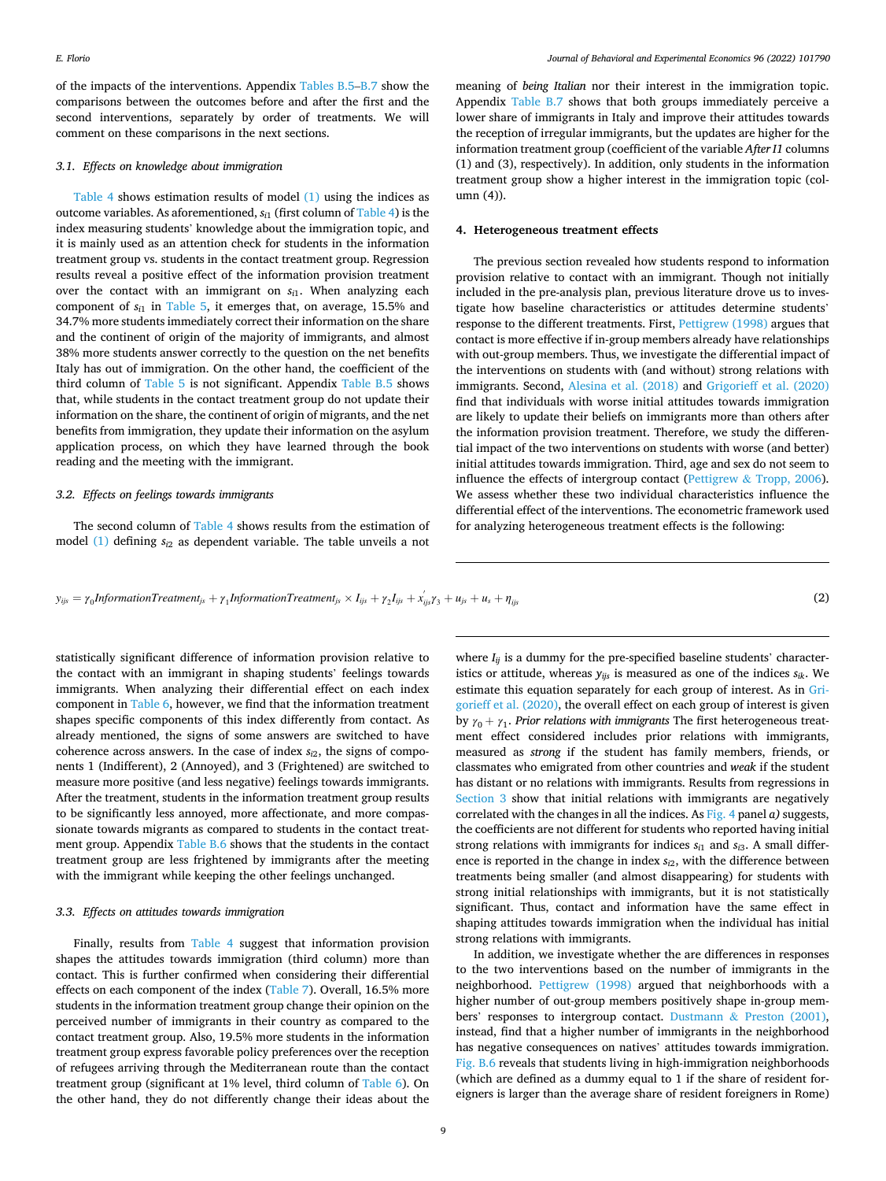of the impacts of the interventions. Appendix Tables B.5–B.7 show the comparisons between the outcomes before and after the first and the second interventions, separately by order of treatments. We will comment on these comparisons in the next sections.

### 3.1. Effects on knowledge about immigration

Table 4 shows estimation results of model (1) using the indices as outcome variables. As aforementioned, $s_{i1}$ (first column of Table 4) is the index measuring students' knowledge about the immigration topic, and it is mainly used as an attention check for students in the information treatment group vs. students in the contact treatment group. Regression results reveal a positive effect of the information provision treatment over the contact with an immigrant on $s_{i1}$. When analyzing each component of $s_{i1}$ in Table 5, it emerges that, on average, 15.5% and 34.7% more students immediately correct their information on the share and the continent of origin of the majority of immigrants, and almost 38% more students answer correctly to the question on the net benefits Italy has out of immigration. On the other hand, the coefficient of the third column of Table 5 is not significant. Appendix Table B.5 shows that, while students in the contact treatment group do not update their information on the share, the continent of origin of migrants, and the net benefits from immigration, they update their information on the asylum application process, on which they have learned through the book reading and the meeting with the immigrant.

### 3.2. Effects on feelings towards immigrants

The second column of Table 4 shows results from the estimation of model (1) defining $s_{i2}$ as dependent variable. The table unveils a not statistically significant difference of information provision relative to the contact with an immigrant in shaping students' feelings towards immigrants. When analyzing their differential effect on each index component in Table 6, however, we find that the information treatment shapes specific components of this index differently from contact. As already mentioned, the signs of some answers are switched to have coherence across answers. In the case of index $s_{i2}$, the signs of components 1 (Indifferent), 2 (Annoyed), and 3 (Frightened) are switched to measure more positive (and less negative) feelings towards immigrants. After the treatment, students in the information treatment group results to be significantly less annoyed, more affectionate, and more compassionate towards migrants as compared to students in the contact treatment group. Appendix Table B.6 shows that the students in the contact treatment group are less frightened by immigrants after the meeting with the immigrant while keeping the other feelings unchanged.

### 3.3. Effects on attitudes towards immigration

Finally, results from Table 4 suggest that information provision shapes the attitudes towards immigration (third column) more than contact. This is further confirmed when considering their differential effects on each component of the index (Table 7). Overall, 16.5% more students in the information treatment group change their opinion on the perceived number of immigrants in their country as compared to the contact treatment group. Also, 19.5% more students in the information treatment group express favorable policy preferences over the reception of refugees arriving through the Mediterranean route than the contact treatment group (significant at 1% level, third column of Table 6). On the other hand, they do not differently change their ideas about the meaning of *being Italian* nor their interest in the immigration topic. Appendix Table B.7 shows that both groups immediately perceive a lower share of immigrants in Italy and improve their attitudes towards the reception of irregular immigrants, but the updates are higher for the information treatment group (coefficient of the variable *After I1* columns (1) and (3), respectively). In addition, only students in the information treatment group show a higher interest in the immigration topic (column (4)).

## 4. Heterogeneous treatment effects

The previous section revealed how students respond to information provision relative to contact with an immigrant. Though not initially included in the pre-analysis plan, previous literature drove us to investigate how baseline characteristics or attitudes determine students' response to the different treatments. First, Pettigrew (1998) argues that contact is more effective if in-group members already have relationships with out-group members. Thus, we investigate the differential impact of the interventions on students with (and without) strong relations with immigrants. Second, Alesina et al. (2018) and Grigorieff et al. (2020) find that individuals with worse initial attitudes towards immigration are likely to update their beliefs on immigrants more than others after the information provision treatment. Therefore, we study the differential impact of the two interventions on students with worse (and better) initial attitudes towards immigration. Third, age and sex do not seem to influence the effects of intergroup contact (Pettigrew & Tropp, 2006). We assess whether these two individual characteristics influence the differential effect of the interventions. The econometric framework used for analyzing heterogeneous treatment effects is the following:

$$y_{ijs} = \gamma_0 InformationTreatment_{js} + \gamma_1 InformationTreatment_{js} \times I_{ijs} + \gamma_2 I_{ijs} + x_{ijs}^{'}\gamma_3 + u_{js} + u_s + \eta_{ijs} \tag{2}$$

where $I_{ij}$ is a dummy for the pre-specified baseline students' characteristics or attitude, whereas $y_{ijs}$ is measured as one of the indices $s_{ik}$. We estimate this equation separately for each group of interest. As in Grigorieff et al. (2020), the overall effect on each group of interest is given by $\gamma_0 + \gamma_1$. ***Prior relations with immigrants*** The first heterogeneous treatment effect considered includes prior relations with immigrants, measured as *strong* if the student has family members, friends, or classmates who emigrated from other countries and *weak* if the student has distant or no relations with immigrants. Results from regressions in Section 3 show that initial relations with immigrants are negatively correlated with the changes in all the indices. As Fig. 4 panel *a)* suggests, the coefficients are not different for students who reported having initial strong relations with immigrants for indices $s_{i1}$ and $s_{i3}$. A small difference is reported in the change in index $s_{i2}$, with the difference between treatments being smaller (and almost disappearing) for students with strong initial relationships with immigrants, but it is not statistically significant. Thus, contact and information have the same effect in shaping attitudes towards immigration when the individual has initial strong relations with immigrants.

In addition, we investigate whether the are differences in responses to the two interventions based on the number of immigrants in the neighborhood. Pettigrew (1998) argued that neighborhoods with a higher number of out-group members positively shape in-group members' responses to intergroup contact. Dustmann & Preston (2001), instead, find that a higher number of immigrants in the neighborhood has negative consequences on natives' attitudes towards immigration. Fig. B.6 reveals that students living in high-immigration neighborhoods (which are defined as a dummy equal to 1 if the share of resident foreigners is larger than the average share of resident foreigners in Rome)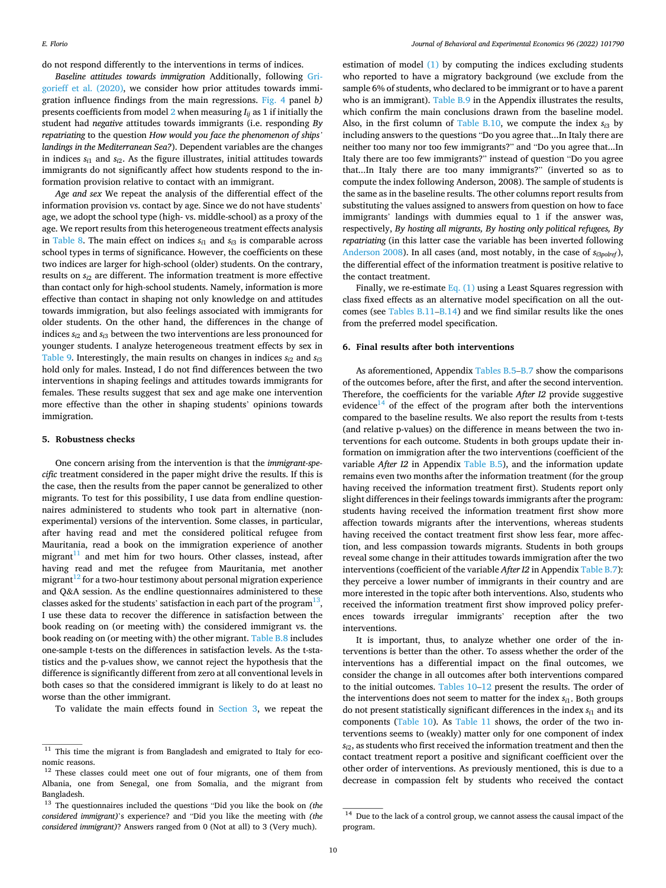do not respond differently to the interventions in terms of indices.

*Baseline attitudes towards immigration* Additionally, following Grigorieff et al. (2020), we consider how prior attitudes towards immigration influence findings from the main regressions. Fig. 4 panel *b)* presents coefficients from model 2 when measuring $I_{ij}$ as 1 if initially the student had *negative* attitudes towards immigrants (i.e. responding *By repatriating* to the question *How would you face the phenomenon of ships' landings in the Mediterranean Sea?*). Dependent variables are the changes in indices $s_{i1}$ and $s_{i2}$. As the figure illustrates, initial attitudes towards immigrants do not significantly affect how students respond to the information provision relative to contact with an immigrant.

*Age and sex* We repeat the analysis of the differential effect of the information provision vs. contact by age. Since we do not have students' age, we adopt the school type (high- vs. middle-school) as a proxy of the age. We report results from this heterogeneous treatment effects analysis in Table 8. The main effect on indices $s_{i1}$ and $s_{i3}$ is comparable across school types in terms of significance. However, the coefficients on these two indices are larger for high-school (older) students. On the contrary, results on $s_{i2}$ are different. The information treatment is more effective than contact only for high-school students. Namely, information is more effective than contact in shaping not only knowledge on and attitudes towards immigration, but also feelings associated with immigrants for older students. On the other hand, the differences in the change of indices $s_{i2}$ and $s_{i3}$ between the two interventions are less pronounced for younger students. I analyze heterogeneous treatment effects by sex in Table 9. Interestingly, the main results on changes in indices $s_{i2}$ and $s_{i3}$ hold only for males. Instead, I do not find differences between the two interventions in shaping feelings and attitudes towards immigrants for females. These results suggest that sex and age make one intervention more effective than the other in shaping students' opinions towards immigration.

## 5. Robustness checks

One concern arising from the intervention is that the *immigrant-specific* treatment considered in the paper might drive the results. If this is the case, then the results from the paper cannot be generalized to other migrants. To test for this possibility, I use data from endline questionnaires administered to students who took part in alternative (non-experimental) versions of the intervention. Some classes, in particular, after having read and met the considered political refugee from Mauritania, read a book on the immigration experience of another migrant[11] and met him for two hours. Other classes, instead, after having read and met the refugee from Mauritania, met another migrant[12] for a two-hour testimony about personal migration experience and Q&A session. As the endline questionnaires administered to these classes asked for the students' satisfaction in each part of the program[13], I use these data to recover the difference in satisfaction between the book reading on (or meeting with) the considered immigrant vs. the book reading on (or meeting with) the other migrant. Table B.8 includes one-sample t-tests on the differences in satisfaction levels. As the t-statistics and the p-values show, we cannot reject the hypothesis that the difference is significantly different from zero at all conventional levels in both cases so that the considered immigrant is likely to do at least no worse than the other immigrant.

To validate the main effects found in Section 3, we repeat the estimation of model (1) by computing the indices excluding students who reported to have a migratory background (we exclude from the sample 6% of students, who declared to be immigrant or to have a parent who is an immigrant). Table B.9 in the Appendix illustrates the results, which confirm the main conclusions drawn from the baseline model. Also, in the first column of Table B.10, we compute the index $s_{i3}$ by including answers to the questions "Do you agree that...In Italy there are neither too many nor too few immigrants?" and "Do you agree that...In Italy there are too few immigrants?" instead of question "Do you agree that...In Italy there are too many immigrants?" (inverted so as to compute the index following Anderson, 2008). The sample of students is the same as in the baseline results. The other columns report results from substituting the values assigned to answers from question on how to face immigrants' landings with dummies equal to 1 if the answer was, respectively, *By hosting all migrants, By hosting only political refugees, By repatriating* (in this latter case the variable has been inverted following Anderson 2008). In all cases (and, most notably, in the case of $s_{i3polref}$), the differential effect of the information treatment is positive relative to the contact treatment.

Finally, we re-estimate Eq. (1) using a Least Squares regression with class fixed effects as an alternative model specification on all the outcomes (see Tables B.11–B.14) and we find similar results like the ones from the preferred model specification.

## 6. Final results after both interventions

As aforementioned, Appendix Tables B.5–B.7 show the comparisons of the outcomes before, after the first, and after the second intervention. Therefore, the coefficients for the variable *After I2* provide suggestive evidence[14] of the effect of the program after both the interventions compared to the baseline results. We also report the results from t-tests (and relative p-values) on the difference in means between the two interventions for each outcome. Students in both groups update their information on immigration after the two interventions (coefficient of the variable *After I2* in Appendix Table B.5), and the information update remains even two months after the information treatment (for the group having received the information treatment first). Students report only slight differences in their feelings towards immigrants after the program: students having received the information treatment first show more affection towards migrants after the interventions, whereas students having received the contact treatment first show less fear, more affection, and less compassion towards migrants. Students in both groups reveal some change in their attitudes towards immigration after the two interventions (coefficient of the variable *After I2* in Appendix Table B.7): they perceive a lower number of immigrants in their country and are more interested in the topic after both interventions. Also, students who received the information treatment first show improved policy preferences towards irregular immigrants' reception after the two interventions.

It is important, thus, to analyze whether one order of the interventions is better than the other. To assess whether the order of the interventions has a differential impact on the final outcomes, we consider the change in all outcomes after both interventions compared to the initial outcomes. Tables 10–12 present the results. The order of the interventions does not seem to matter for the index $s_{i1}$. Both groups do not present statistically significant differences in the index $s_{i1}$ and its components (Table 10). As Table 11 shows, the order of the two interventions seems to (weakly) matter only for one component of index $s_{i2}$, as students who first received the information treatment and then the contact treatment report a positive and significant coefficient over the other order of interventions. As previously mentioned, this is due to a decrease in compassion felt by students who received the contact

---

[11] This time the migrant is from Bangladesh and emigrated to Italy for economic reasons.

[12] These classes could meet one out of four migrants, one of them from Albania, one from Senegal, one from Somalia, and the migrant from Bangladesh.

[13] The questionnaires included the questions "Did you like the book on *(the considered immigrant)*'s experience?" and "Did you like the meeting with *(the considered immigrant)*? Answers ranged from 0 (Not at all) to 3 (Very much).

[14] Due to the lack of a control group, we cannot assess the causal impact of the program.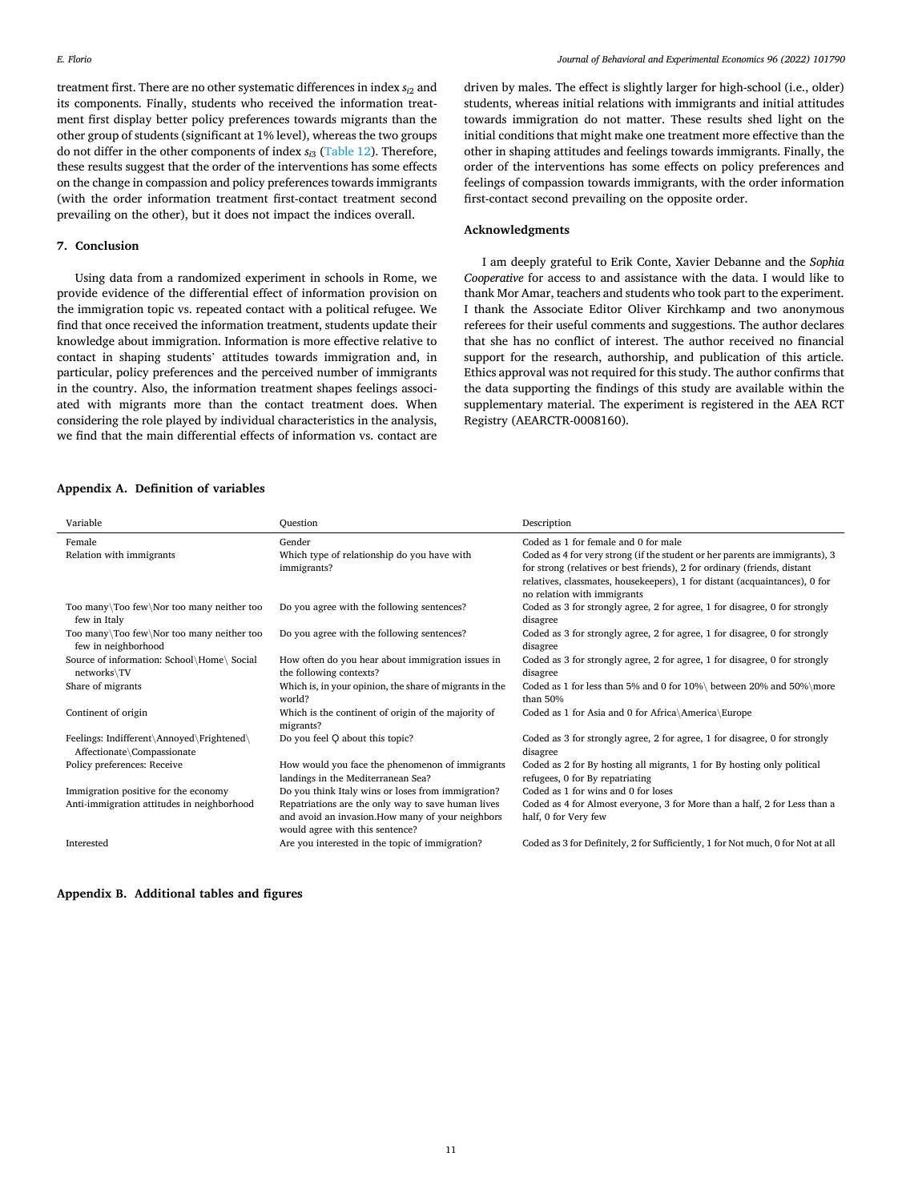treatment first. There are no other systematic differences in index $s_{i2}$ and its components. Finally, students who received the information treatment first display better policy preferences towards migrants than the other group of students (significant at 1% level), whereas the two groups do not differ in the other components of index $s_{i3}$ (Table 12). Therefore, these results suggest that the order of the interventions has some effects on the change in compassion and policy preferences towards immigrants (with the order information treatment first-contact treatment second prevailing on the other), but it does not impact the indices overall.

## 7. Conclusion

Using data from a randomized experiment in schools in Rome, we provide evidence of the differential effect of information provision on the immigration topic vs. repeated contact with a political refugee. We find that once received the information treatment, students update their knowledge about immigration. Information is more effective relative to contact in shaping students' attitudes towards immigration and, in particular, policy preferences and the perceived number of immigrants in the country. Also, the information treatment shapes feelings associated with migrants more than the contact treatment does. When considering the role played by individual characteristics in the analysis, we find that the main differential effects of information vs. contact are driven by males. The effect is slightly larger for high-school (i.e., older) students, whereas initial relations with immigrants and initial attitudes towards immigration do not matter. These results shed light on the initial conditions that might make one treatment more effective than the other in shaping attitudes and feelings towards immigrants. Finally, the order of the interventions has some effects on policy preferences and feelings of compassion towards immigrants, with the order information first-contact second prevailing on the opposite order.

## Acknowledgments

I am deeply grateful to Erik Conte, Xavier Debanne and the *Sophia Cooperative* for access to and assistance with the data. I would like to thank Mor Amar, teachers and students who took part to the experiment. I thank the Associate Editor Oliver Kirchkamp and two anonymous referees for their useful comments and suggestions. The author declares that she has no conflict of interest. The author received no financial support for the research, authorship, and publication of this article. Ethics approval was not required for this study. The author confirms that the data supporting the findings of this study are available within the supplementary material. The experiment is registered in the AEA RCT Registry (AEARCTR-0008160).

## Appendix A. Definition of variables

| Variable | Question | Description |
|---|---|---|
| Female | Gender | Coded as 1 for female and 0 for male |
| Relation with immigrants | Which type of relationship do you have with immigrants? | Coded as 4 for very strong (if the student or her parents are immigrants), 3 for strong (relatives or best friends), 2 for ordinary (friends, distant relatives, classmates, housekeepers), 1 for distant (acquaintances), 0 for no relation with immigrants |
| Too many\Too few\Nor too many neither too few in Italy | Do you agree with the following sentences? | Coded as 3 for strongly agree, 2 for agree, 1 for disagree, 0 for strongly disagree |
| Too many\Too few\Nor too many neither too few in neighborhood | Do you agree with the following sentences? | Coded as 3 for strongly agree, 2 for agree, 1 for disagree, 0 for strongly disagree |
| Source of information: School\Home\ Social networks\TV | How often do you hear about immigration issues in the following contexts? | Coded as 3 for strongly agree, 2 for agree, 1 for disagree, 0 for strongly disagree |
| Share of migrants | Which is, in your opinion, the share of migrants in the world? | Coded as 1 for less than 5% and 0 for 10%\ between 20% and 50%\more than 50% |
| Continent of origin | Which is the continent of origin of the majority of migrants? | Coded as 1 for Asia and 0 for Africa\America\Europe |
| Feelings: Indifferent\Annoyed\Frightened\ Affectionate\Compassionate | Do you feel Q about this topic? | Coded as 3 for strongly agree, 2 for agree, 1 for disagree, 0 for strongly disagree |
| Policy preferences: Receive | How would you face the phenomenon of immigrants landings in the Mediterranean Sea? | Coded as 2 for By hosting all migrants, 1 for By hosting only political refugees, 0 for By repatriating |
| Immigration positive for the economy | Do you think Italy wins or loses from immigration? | Coded as 1 for wins and 0 for loses |
| Anti-immigration attitudes in neighborhood | Repatriations are the only way to save human lives and avoid an invasion.How many of your neighbors would agree with this sentence? | Coded as 4 for Almost everyone, 3 for More than a half, 2 for Less than a half, 0 for Very few |
| Interested | Are you interested in the topic of immigration? | Coded as 3 for Definitely, 2 for Sufficiently, 1 for Not much, 0 for Not at all |

## Appendix B. Additional tables and figures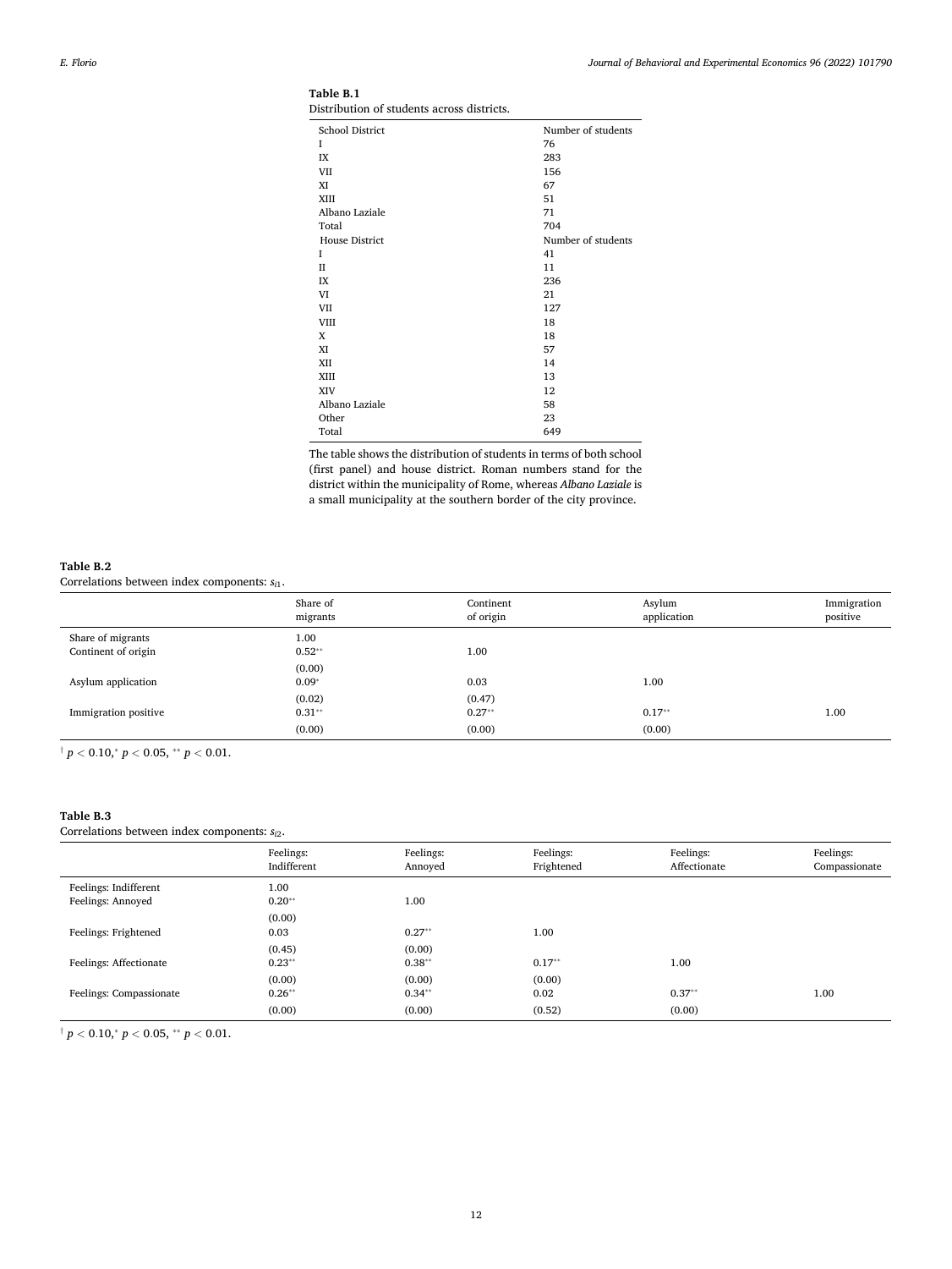**Table B.1**
Distribution of students across districts.

| School District | Number of students |
|---|---|
| I | 76 |
| IX | 283 |
| VII | 156 |
| XI | 67 |
| XIII | 51 |
| Albano Laziale | 71 |
| Total | 704 |
| House District | Number of students |
| I | 41 |
| II | 11 |
| IX | 236 |
| VI | 21 |
| VII | 127 |
| VIII | 18 |
| X | 18 |
| XI | 57 |
| XII | 14 |
| XIII | 13 |
| XIV | 12 |
| Albano Laziale | 58 |
| Other | 23 |
| Total | 649 |

The table shows the distribution of students in terms of both school (first panel) and house district. Roman numbers stand for the district within the municipality of Rome, whereas *Albano Laziale* is a small municipality at the southern border of the city province.

**Table B.2**
Correlations between index components: $s_{i1}$.

| | Share of migrants | Continent of origin | Asylum application | Immigration positive |
|---|---|---|---|---|
| Share of migrants | 1.00 | | | |
| Continent of origin | 0.52** | 1.00 | | |
| | (0.00) | | | |
| Asylum application | 0.09* | 0.03 | 1.00 | |
| | (0.02) | (0.47) | | |
| Immigration positive | 0.31** | 0.27** | 0.17** | 1.00 |
| | (0.00) | (0.00) | (0.00) | |

† $p < 0.10$, * $p < 0.05$, ** $p < 0.01$.

**Table B.3**
Correlations between index components: $s_{i2}$.

| | Feelings: Indifferent | Feelings: Annoyed | Feelings: Frightened | Feelings: Affectionate | Feelings: Compassionate |
|---|---|---|---|---|---|
| Feelings: Indifferent | 1.00 | | | | |
| Feelings: Annoyed | 0.20** | 1.00 | | | |
| | (0.00) | | | | |
| Feelings: Frightened | 0.03 | 0.27** | 1.00 | | |
| | (0.45) | (0.00) | | | |
| Feelings: Affectionate | 0.23** | 0.38** | 0.17** | 1.00 | |
| | (0.00) | (0.00) | (0.00) | | |
| Feelings: Compassionate | 0.26** | 0.34** | 0.02 | 0.37** | 1.00 |
| | (0.00) | (0.00) | (0.52) | (0.00) | |

† $p < 0.10$, * $p < 0.05$, ** $p < 0.01$.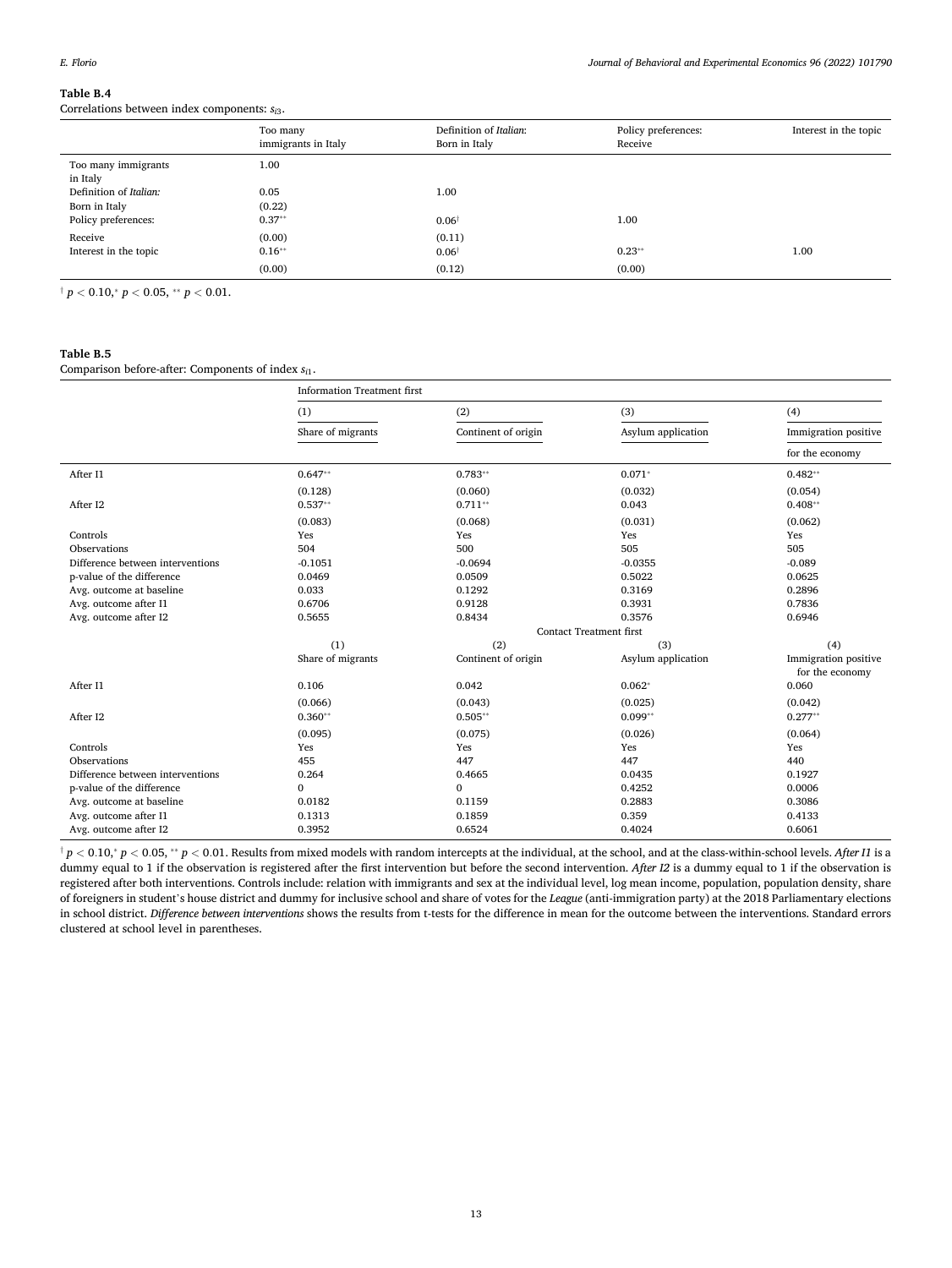**Table B.4**

Correlations between index components: $s_{i3}$.

| | Too many immigrants in Italy | Definition of *Italian*: Born in Italy | Policy preferences: Receive | Interest in the topic |
|---|---|---|---|---|
| Too many immigrants in Italy | 1.00 | | | |
| Definition of *Italian*: Born in Italy | 0.05 | 1.00 | | |
| | (0.22) | | | |
| Policy preferences: Receive | 0.37** | 0.06† | 1.00 | |
| | (0.00) | (0.11) | | |
| Interest in the topic | 0.16** | 0.06† | 0.23** | 1.00 |
| | (0.00) | (0.12) | (0.00) | |

† $p < 0.10$, * $p < 0.05$, ** $p < 0.01$.

**Table B.5**

Comparison before-after: Components of index $s_{i1}$.

| | Information Treatment first | | | |
|---|---|---|---|---|
| | (1) | (2) | (3) | (4) |
| | Share of migrants | Continent of origin | Asylum application | Immigration positive for the economy |
| After I1 | 0.647** | 0.783** | 0.071* | 0.482** |
| | (0.128) | (0.060) | (0.032) | (0.054) |
| After I2 | 0.537** | 0.711** | 0.043 | 0.408** |
| | (0.083) | (0.068) | (0.031) | (0.062) |
| Controls | Yes | Yes | Yes | Yes |
| Observations | 504 | 500 | 505 | 505 |
| Difference between interventions | -0.1051 | -0.0694 | -0.0355 | -0.089 |
| p-value of the difference | 0.0469 | 0.0509 | 0.5022 | 0.0625 |
| Avg. outcome at baseline | 0.033 | 0.1292 | 0.3169 | 0.2896 |
| Avg. outcome after I1 | 0.6706 | 0.9128 | 0.3931 | 0.7836 |
| Avg. outcome after I2 | 0.5655 | 0.8434 | 0.3576 | 0.6946 |
| | Contact Treatment first | | | |
| | (1) | (2) | (3) | (4) |
| | Share of migrants | Continent of origin | Asylum application | Immigration positive for the economy |
| After I1 | 0.106 | 0.042 | 0.062* | 0.060 |
| | (0.066) | (0.043) | (0.025) | (0.042) |
| After I2 | 0.360** | 0.505** | 0.099** | 0.277** |
| | (0.095) | (0.075) | (0.026) | (0.064) |
| Controls | Yes | Yes | Yes | Yes |
| Observations | 455 | 447 | 447 | 440 |
| Difference between interventions | 0.264 | 0.4665 | 0.0435 | 0.1927 |
| p-value of the difference | 0 | 0 | 0.4252 | 0.0006 |
| Avg. outcome at baseline | 0.0182 | 0.1159 | 0.2883 | 0.3086 |
| Avg. outcome after I1 | 0.1313 | 0.1859 | 0.359 | 0.4133 |
| Avg. outcome after I2 | 0.3952 | 0.6524 | 0.4024 | 0.6061 |

† $p < 0.10$, * $p < 0.05$, ** $p < 0.01$. Results from mixed models with random intercepts at the individual, at the school, and at the class-within-school levels. *After I1* is a dummy equal to 1 if the observation is registered after the first intervention but before the second intervention. *After I2* is a dummy equal to 1 if the observation is registered after both interventions. Controls include: relation with immigrants and sex at the individual level, log mean income, population, population density, share of foreigners in student's house district and dummy for inclusive school and share of votes for the *League* (anti-immigration party) at the 2018 Parliamentary elections in school district. *Difference between interventions* shows the results from t-tests for the difference in mean for the outcome between the interventions. Standard errors clustered at school level in parentheses.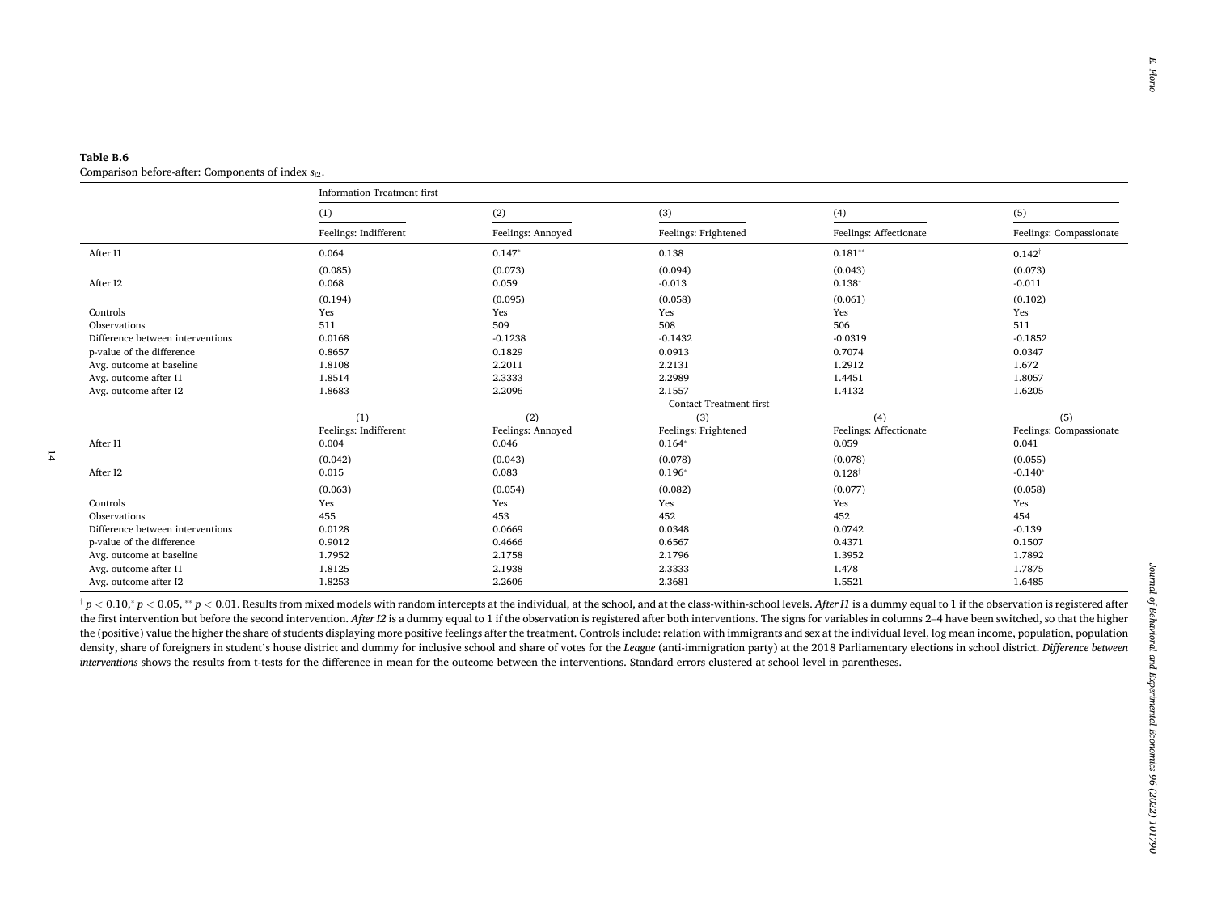**Table B.6**
Comparison before-after: Components of index $s_{i2}$.

| | Information Treatment first | | | | |
|---|---|---|---|---|---|
| | (1) | (2) | (3) | (4) | (5) |
| | Feelings: Indifferent | Feelings: Annoyed | Feelings: Frightened | Feelings: Affectionate | Feelings: Compassionate |
| After I1 | 0.064 | 0.147$^{*}$ | 0.138 | 0.181$^{**}$ | 0.142$^{\dagger}$ |
| | (0.085) | (0.073) | (0.094) | (0.043) | (0.073) |
| After I2 | 0.068 | 0.059 | -0.013 | 0.138$^{*}$ | -0.011 |
| | (0.194) | (0.095) | (0.058) | (0.061) | (0.102) |
| Controls | Yes | Yes | Yes | Yes | Yes |
| Observations | 511 | 509 | 508 | 506 | 511 |
| Difference between interventions | 0.0168 | -0.1238 | -0.1432 | -0.0319 | -0.1852 |
| p-value of the difference | 0.8657 | 0.1829 | 0.0913 | 0.7074 | 0.0347 |
| Avg. outcome at baseline | 1.8108 | 2.2011 | 2.2131 | 1.2912 | 1.672 |
| Avg. outcome after I1 | 1.8514 | 2.3333 | 2.2989 | 1.4451 | 1.8057 |
| Avg. outcome after I2 | 1.8683 | 2.2096 | 2.1557 | 1.4132 | 1.6205 |
| | Contact Treatment first | | | | |
| | (1) | (2) | (3) | (4) | (5) |
| | Feelings: Indifferent | Feelings: Annoyed | Feelings: Frightened | Feelings: Affectionate | Feelings: Compassionate |
| After I1 | 0.004 | 0.046 | 0.164$^{*}$ | 0.059 | 0.041 |
| | (0.042) | (0.043) | (0.078) | (0.078) | (0.055) |
| After I2 | 0.015 | 0.083 | 0.196$^{*}$ | 0.128$^{\dagger}$ | -0.140$^{*}$ |
| | (0.063) | (0.054) | (0.082) | (0.077) | (0.058) |
| Controls | Yes | Yes | Yes | Yes | Yes |
| Observations | 455 | 453 | 452 | 452 | 454 |
| Difference between interventions | 0.0128 | 0.0669 | 0.0348 | 0.0742 | -0.139 |
| p-value of the difference | 0.9012 | 0.4666 | 0.6567 | 0.4371 | 0.1507 |
| Avg. outcome at baseline | 1.7952 | 2.1758 | 2.1796 | 1.3952 | 1.7892 |
| Avg. outcome after I1 | 1.8125 | 2.1938 | 2.3333 | 1.478 | 1.7875 |
| Avg. outcome after I2 | 1.8253 | 2.2606 | 2.3681 | 1.5521 | 1.6485 |

$^{\dagger}$ $p < 0.10$, $^{*}$ $p < 0.05$, $^{**}$ $p < 0.01$. Results from mixed models with random intercepts at the individual, at the school, and at the class-within-school levels. *After I1* is a dummy equal to 1 if the observation is registered after the first intervention but before the second intervention. *After I2* is a dummy equal to 1 if the observation is registered after both interventions. The signs for variables in columns 2–4 have been switched, so that the higher the (positive) value the higher the share of students displaying more positive feelings after the treatment. Controls include: relation with immigrants and sex at the individual level, log mean income, population, population density, share of foreigners in student's house district and dummy for inclusive school and share of votes for the *League* (anti-immigration party) at the 2018 Parliamentary elections in school district. *Difference between interventions* shows the results from t-tests for the difference in mean for the outcome between the interventions. Standard errors clustered at school level in parentheses.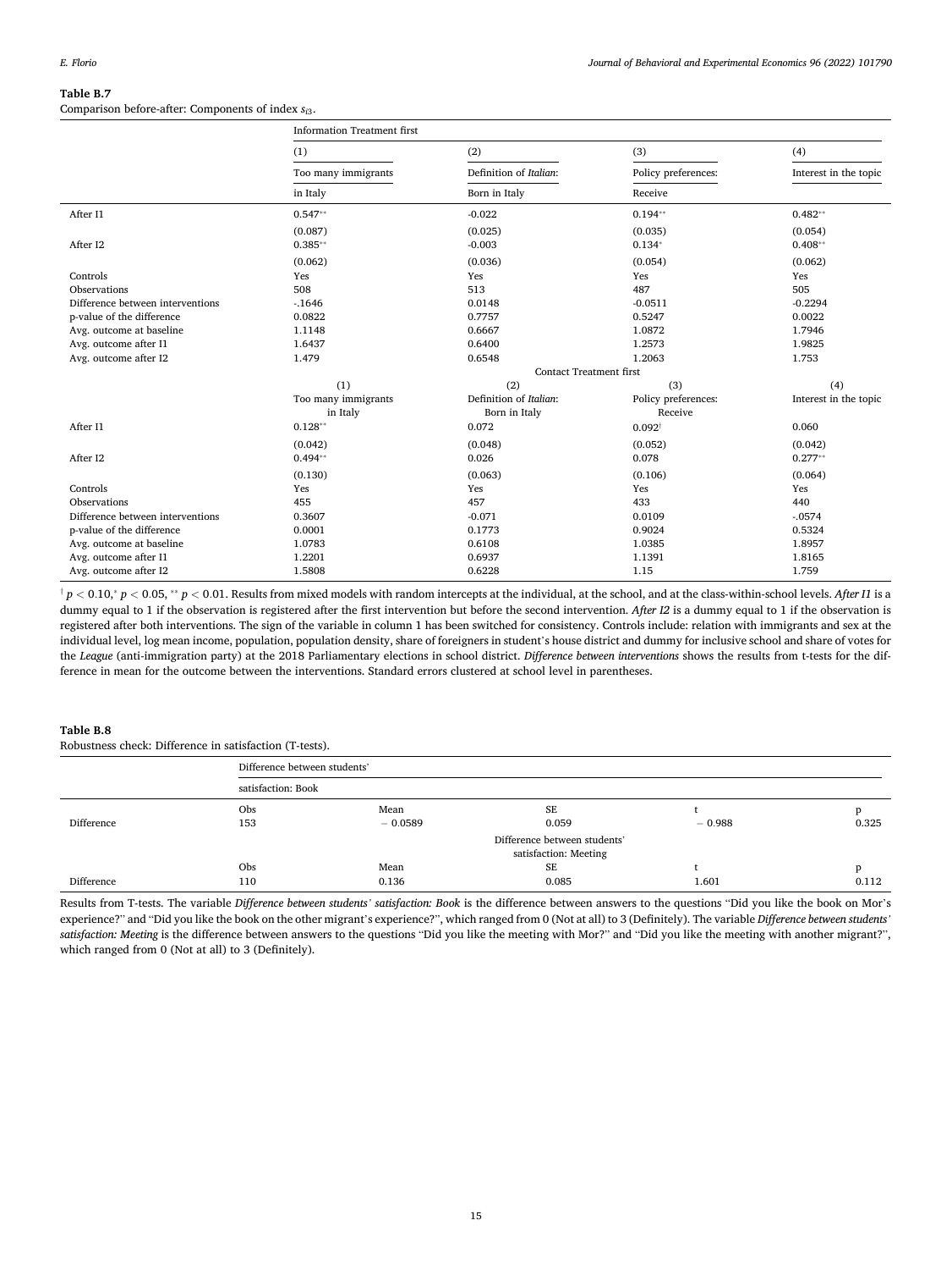**Table B.7**
Comparison before-after: Components of index $s_{i3}$.

| | Information Treatment first | | | |
|---|---|---|---|---|
| | (1) | (2) | (3) | (4) |
| | Too many immigrants in Italy | Definition of *Italian*: Born in Italy | Policy preferences: Receive | Interest in the topic |
| After I1 | 0.547** | -0.022 | 0.194** | 0.482** |
| | (0.087) | (0.025) | (0.035) | (0.054) |
| After I2 | 0.385** | -0.003 | 0.134* | 0.408** |
| | (0.062) | (0.036) | (0.054) | (0.062) |
| Controls | Yes | Yes | Yes | Yes |
| Observations | 508 | 513 | 487 | 505 |
| Difference between interventions | -.1646 | 0.0148 | -0.0511 | -0.2294 |
| p-value of the difference | 0.0822 | 0.7757 | 0.5247 | 0.0022 |
| Avg. outcome at baseline | 1.1148 | 0.6667 | 1.0872 | 1.7946 |
| Avg. outcome after I1 | 1.6437 | 0.6400 | 1.2573 | 1.9825 |
| Avg. outcome after I2 | 1.479 | 0.6548 | 1.2063 | 1.753 |
| | Contact Treatment first | | | |
| | (1) | (2) | (3) | (4) |
| | Too many immigrants in Italy | Definition of *Italian*: Born in Italy | Policy preferences: Receive | Interest in the topic |
| After I1 | 0.128** | 0.072 | 0.092† | 0.060 |
| | (0.042) | (0.048) | (0.052) | (0.042) |
| After I2 | 0.494** | 0.026 | 0.078 | 0.277** |
| | (0.130) | (0.063) | (0.106) | (0.064) |
| Controls | Yes | Yes | Yes | Yes |
| Observations | 455 | 457 | 433 | 440 |
| Difference between interventions | 0.3607 | -0.071 | 0.0109 | -.0574 |
| p-value of the difference | 0.0001 | 0.1773 | 0.9024 | 0.5324 |
| Avg. outcome at baseline | 1.0783 | 0.6108 | 1.0385 | 1.8957 |
| Avg. outcome after I1 | 1.2201 | 0.6937 | 1.1391 | 1.8165 |
| Avg. outcome after I2 | 1.5808 | 0.6228 | 1.15 | 1.759 |

† $p < 0.10$, * $p < 0.05$, ** $p < 0.01$. Results from mixed models with random intercepts at the individual, at the school, and at the class-within-school levels. *After I1* is a dummy equal to 1 if the observation is registered after the first intervention but before the second intervention. *After I2* is a dummy equal to 1 if the observation is registered after both interventions. The sign of the variable in column 1 has been switched for consistency. Controls include: relation with immigrants and sex at the individual level, log mean income, population, population density, share of foreigners in student's house district and dummy for inclusive school and share of votes for the *League* (anti-immigration party) at the 2018 Parliamentary elections in school district. *Difference between interventions* shows the results from t-tests for the difference in mean for the outcome between the interventions. Standard errors clustered at school level in parentheses.

**Table B.8**
Robustness check: Difference in satisfaction (T-tests).

| | Difference between students' satisfaction: Book | | | | |
|---|---|---|---|---|---|
| | Obs | Mean | SE | t | p |
| Difference | 153 | − 0.0589 | 0.059 | − 0.988 | 0.325 |
| | Difference between students' satisfaction: Meeting | | | | |
| | Obs | Mean | SE | t | p |
| Difference | 110 | 0.136 | 0.085 | 1.601 | 0.112 |

Results from T-tests. The variable *Difference between students' satisfaction: Book* is the difference between answers to the questions "Did you like the book on Mor's experience?" and "Did you like the book on the other migrant's experience?", which ranged from 0 (Not at all) to 3 (Definitely). The variable *Difference between students' satisfaction: Meeting* is the difference between answers to the questions "Did you like the meeting with Mor?" and "Did you like the meeting with another migrant?", which ranged from 0 (Not at all) to 3 (Definitely).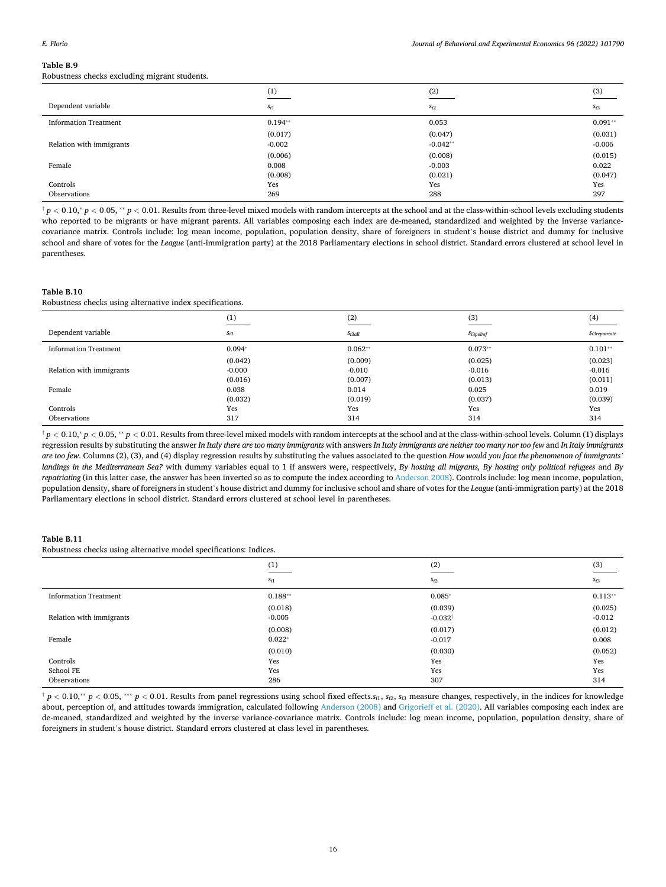**Table B.9**
Robustness checks excluding migrant students.

| | (1) | (2) | (3) |
|---|---|---|---|
| Dependent variable | $s_{i1}$ | $s_{i2}$ | $s_{i3}$ |
| Information Treatment | 0.194** | 0.053 | 0.091** |
| | (0.017) | (0.047) | (0.031) |
| Relation with immigrants | -0.002 | -0.042** | -0.006 |
| | (0.006) | (0.008) | (0.015) |
| Female | 0.008 | -0.003 | 0.022 |
| | (0.008) | (0.021) | (0.047) |
| Controls | Yes | Yes | Yes |
| Observations | 269 | 288 | 297 |

† $p < 0.10$,* $p < 0.05$, ** $p < 0.01$. Results from three-level mixed models with random intercepts at the school and at the class-within-school levels excluding students who reported to be migrants or have migrant parents. All variables composing each index are de-meaned, standardized and weighted by the inverse variance-covariance matrix. Controls include: log mean income, population, population density, share of foreigners in student's house district and dummy for inclusive school and share of votes for the *League* (anti-immigration party) at the 2018 Parliamentary elections in school district. Standard errors clustered at school level in parentheses.

**Table B.10**
Robustness checks using alternative index specifications.

| | (1) | (2) | (3) | (4) |
|---|---|---|---|---|
| Dependent variable | $s_{i3}$ | $s_{i3all}$ | $s_{i3polref}$ | $s_{i3repatriate}$ |
| Information Treatment | 0.094* | 0.062** | 0.073** | 0.101** |
| | (0.042) | (0.009) | (0.025) | (0.023) |
| Relation with immigrants | -0.000 | -0.010 | -0.016 | -0.016 |
| | (0.016) | (0.007) | (0.013) | (0.011) |
| Female | 0.038 | 0.014 | 0.025 | 0.019 |
| | (0.032) | (0.019) | (0.037) | (0.039) |
| Controls | Yes | Yes | Yes | Yes |
| Observations | 317 | 314 | 314 | 314 |

† $p < 0.10$,* $p < 0.05$, ** $p < 0.01$. Results from three-level mixed models with random intercepts at the school and at the class-within-school levels. Column (1) displays regression results by substituting the answer *In Italy there are too many immigrants* with answers *In Italy immigrants are neither too many nor too few* and *In Italy immigrants are too few*. Columns (2), (3), and (4) display regression results by substituting the values associated to the question *How would you face the phenomenon of immigrants' landings in the Mediterranean Sea?* with dummy variables equal to 1 if answers were, respectively, *By hosting all migrants, By hosting only political refugees* and *By repatriating* (in this latter case, the answer has been inverted so as to compute the index according to Anderson 2008). Controls include: log mean income, population, population density, share of foreigners in student's house district and dummy for inclusive school and share of votes for the *League* (anti-immigration party) at the 2018 Parliamentary elections in school district. Standard errors clustered at school level in parentheses.

**Table B.11**
Robustness checks using alternative model specifications: Indices.

| | (1) | (2) | (3) |
|---|---|---|---|
| | $s_{i1}$ | $s_{i2}$ | $s_{i3}$ |
| Information Treatment | 0.188** | 0.085* | 0.113** |
| | (0.018) | (0.039) | (0.025) |
| Relation with immigrants | -0.005 | -0.032† | -0.012 |
| | (0.008) | (0.017) | (0.012) |
| Female | 0.022* | -0.017 | 0.008 |
| | (0.010) | (0.030) | (0.052) |
| Controls | Yes | Yes | Yes |
| School FE | Yes | Yes | Yes |
| Observations | 286 | 307 | 314 |

† $p < 0.10$,** $p < 0.05$, *** $p < 0.01$. Results from panel regressions using school fixed effects.$s_{i1}$, $s_{i2}$, $s_{i3}$ measure changes, respectively, in the indices for knowledge about, perception of, and attitudes towards immigration, calculated following Anderson (2008) and Grigorieff et al. (2020). All variables composing each index are de-meaned, standardized and weighted by the inverse variance-covariance matrix. Controls include: log mean income, population, population density, share of foreigners in student's house district. Standard errors clustered at class level in parentheses.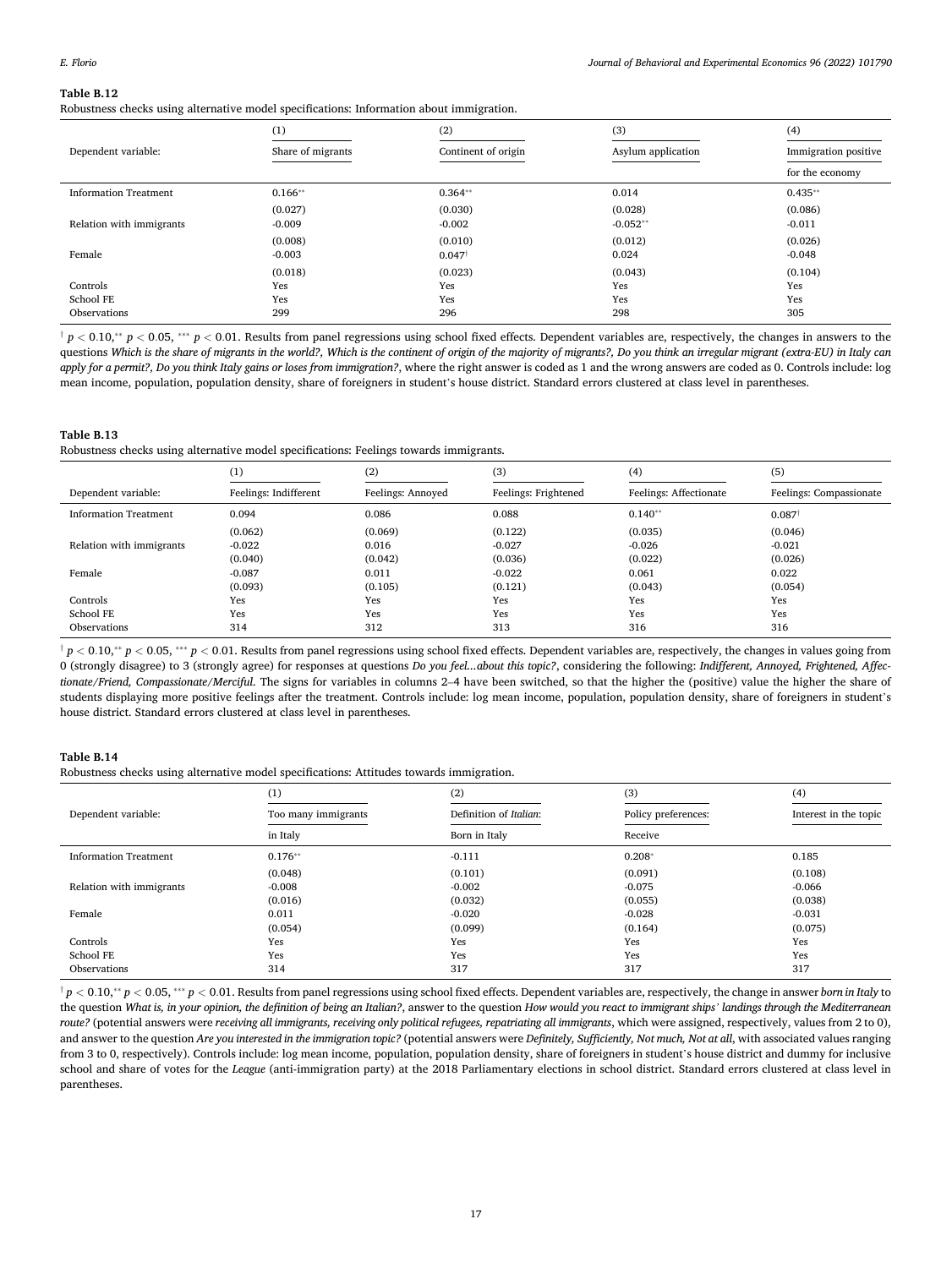**Table B.12**

Robustness checks using alternative model specifications: Information about immigration.

| Dependent variable: | (1) Share of migrants | (2) Continent of origin | (3) Asylum application | (4) Immigration positive for the economy |
|---|---|---|---|---|
| Information Treatment | 0.166** | 0.364** | 0.014 | 0.435** |
| | (0.027) | (0.030) | (0.028) | (0.086) |
| Relation with immigrants | -0.009 | -0.002 | -0.052** | -0.011 |
| | (0.008) | (0.010) | (0.012) | (0.026) |
| Female | -0.003 | 0.047† | 0.024 | -0.048 |
| | (0.018) | (0.023) | (0.043) | (0.104) |
| Controls | Yes | Yes | Yes | Yes |
| School FE | Yes | Yes | Yes | Yes |
| Observations | 299 | 296 | 298 | 305 |

† $p < 0.10$,** $p < 0.05$, *** $p < 0.01$. Results from panel regressions using school fixed effects. Dependent variables are, respectively, the changes in answers to the questions *Which is the share of migrants in the world?, Which is the continent of origin of the majority of migrants?, Do you think an irregular migrant (extra-EU) in Italy can apply for a permit?, Do you think Italy gains or loses from immigration?*, where the right answer is coded as 1 and the wrong answers are coded as 0. Controls include: log mean income, population, population density, share of foreigners in student's house district. Standard errors clustered at class level in parentheses.

**Table B.13**

Robustness checks using alternative model specifications: Feelings towards immigrants.

| Dependent variable: | (1) Feelings: Indifferent | (2) Feelings: Annoyed | (3) Feelings: Frightened | (4) Feelings: Affectionate | (5) Feelings: Compassionate |
|---|---|---|---|---|---|
| Information Treatment | 0.094 | 0.086 | 0.088 | 0.140** | 0.087† |
| | (0.062) | (0.069) | (0.122) | (0.035) | (0.046) |
| Relation with immigrants | -0.022 | 0.016 | -0.027 | -0.026 | -0.021 |
| | (0.040) | (0.042) | (0.036) | (0.022) | (0.026) |
| Female | -0.087 | 0.011 | -0.022 | 0.061 | 0.022 |
| | (0.093) | (0.105) | (0.121) | (0.043) | (0.054) |
| Controls | Yes | Yes | Yes | Yes | Yes |
| School FE | Yes | Yes | Yes | Yes | Yes |
| Observations | 314 | 312 | 313 | 316 | 316 |

† $p < 0.10$,** $p < 0.05$, *** $p < 0.01$. Results from panel regressions using school fixed effects. Dependent variables are, respectively, the changes in values going from 0 (strongly disagree) to 3 (strongly agree) for responses at questions *Do you feel...about this topic?*, considering the following: *Indifferent, Annoyed, Frightened, Affectionate/Friend, Compassionate/Merciful*. The signs for variables in columns 2–4 have been switched, so that the higher the (positive) value the higher the share of students displaying more positive feelings after the treatment. Controls include: log mean income, population, population density, share of foreigners in student's house district. Standard errors clustered at class level in parentheses.

**Table B.14**

Robustness checks using alternative model specifications: Attitudes towards immigration.

| Dependent variable: | (1) Too many immigrants in Italy | (2) Definition of *Italian*: Born in Italy | (3) Policy preferences: Receive | (4) Interest in the topic |
|---|---|---|---|---|
| Information Treatment | 0.176** | -0.111 | 0.208* | 0.185 |
| | (0.048) | (0.101) | (0.091) | (0.108) |
| Relation with immigrants | -0.008 | -0.002 | -0.075 | -0.066 |
| | (0.016) | (0.032) | (0.055) | (0.038) |
| Female | 0.011 | -0.020 | -0.028 | -0.031 |
| | (0.054) | (0.099) | (0.164) | (0.075) |
| Controls | Yes | Yes | Yes | Yes |
| School FE | Yes | Yes | Yes | Yes |
| Observations | 314 | 317 | 317 | 317 |

† $p < 0.10$,** $p < 0.05$, *** $p < 0.01$. Results from panel regressions using school fixed effects. Dependent variables are, respectively, the change in answer *born in Italy* to the question *What is, in your opinion, the definition of being an Italian?*, answer to the question *How would you react to immigrant ships' landings through the Mediterranean route?* (potential answers were *receiving all immigrants, receiving only political refugees, repatriating all immigrants*, which were assigned, respectively, values from 2 to 0), and answer to the question *Are you interested in the immigration topic?* (potential answers were *Definitely, Sufficiently, Not much, Not at all*, with associated values ranging from 3 to 0, respectively). Controls include: log mean income, population, population density, share of foreigners in student's house district and dummy for inclusive school and share of votes for the *League* (anti-immigration party) at the 2018 Parliamentary elections in school district. Standard errors clustered at class level in parentheses.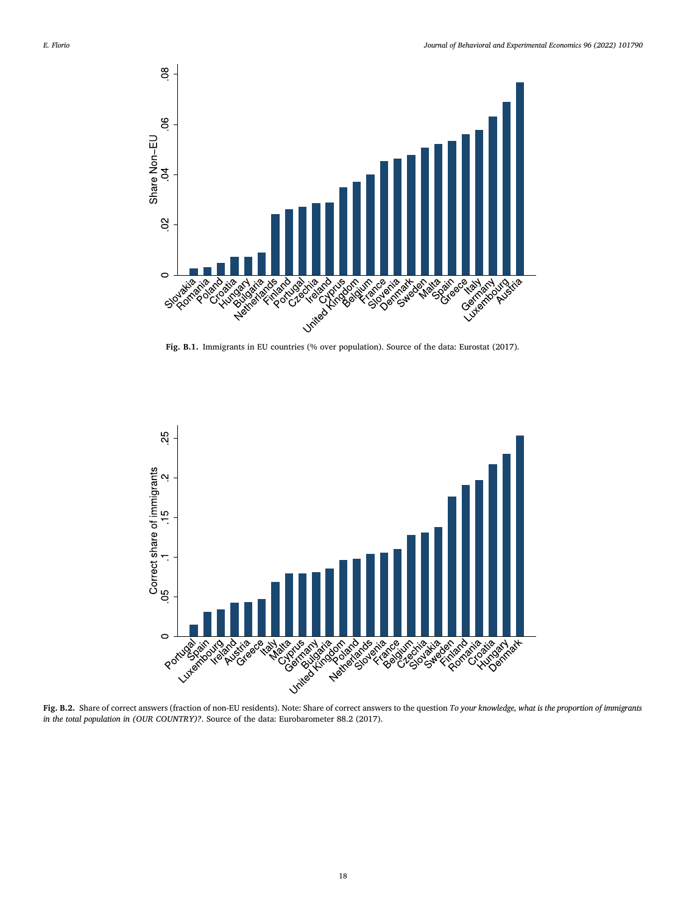**Fig. B.1.** Immigrants in EU countries (% over population). Source of the data: Eurostat (2017).

**Fig. B.2.** Share of correct answers (fraction of non-EU residents). Note: Share of correct answers to the question *To your knowledge, what is the proportion of immigrants in the total population in (OUR COUNTRY)?*. Source of the data: Eurobarometer 88.2 (2017).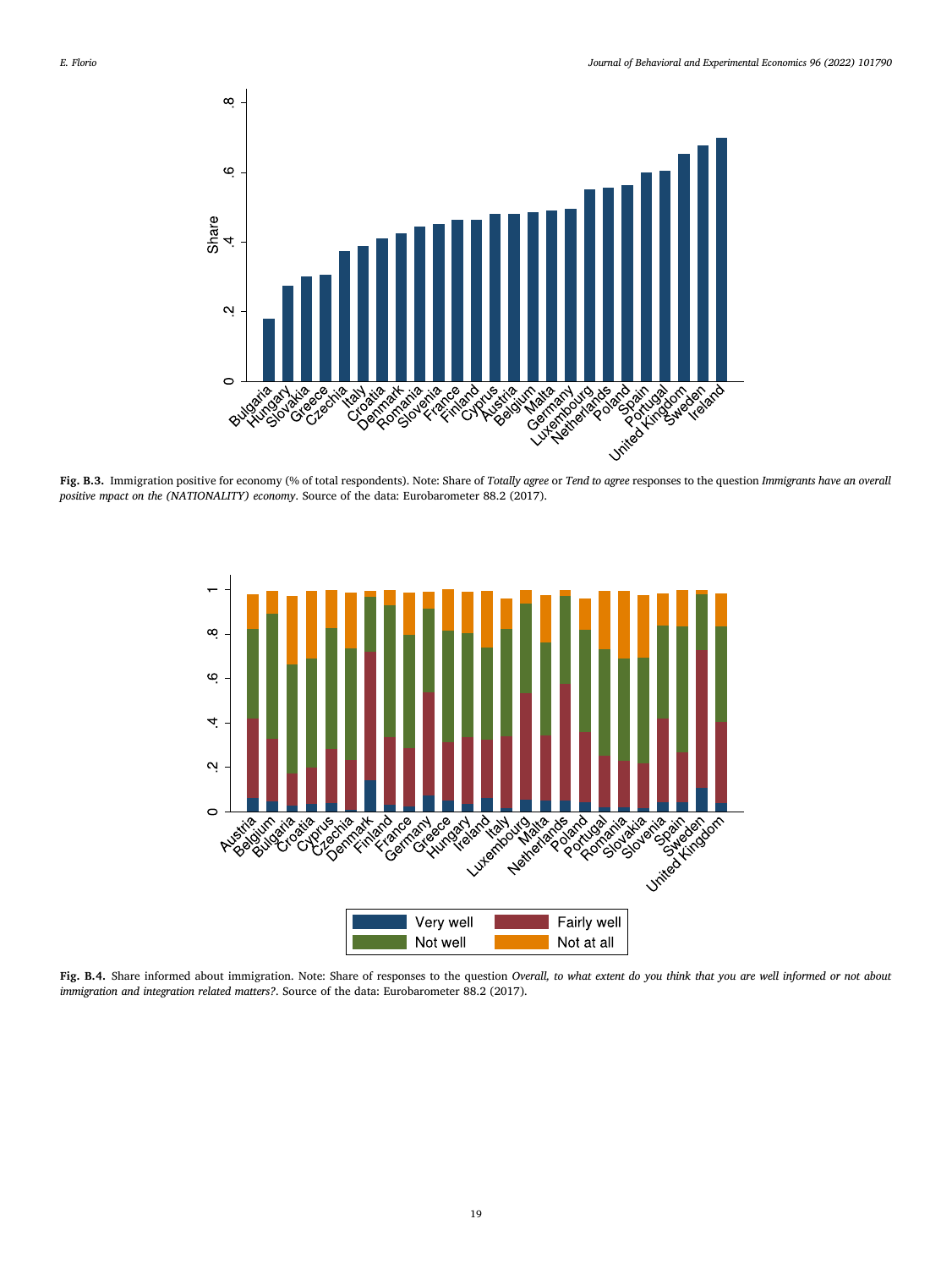**Fig. B.3.** Immigration positive for economy (% of total respondents). Note: Share of *Totally agree* or *Tend to agree* responses to the question *Immigrants have an overall positive mpact on the (NATIONALITY) economy*. Source of the data: Eurobarometer 88.2 (2017).

**Fig. B.4.** Share informed about immigration. Note: Share of responses to the question *Overall, to what extent do you think that you are well informed or not about immigration and integration related matters?*. Source of the data: Eurobarometer 88.2 (2017).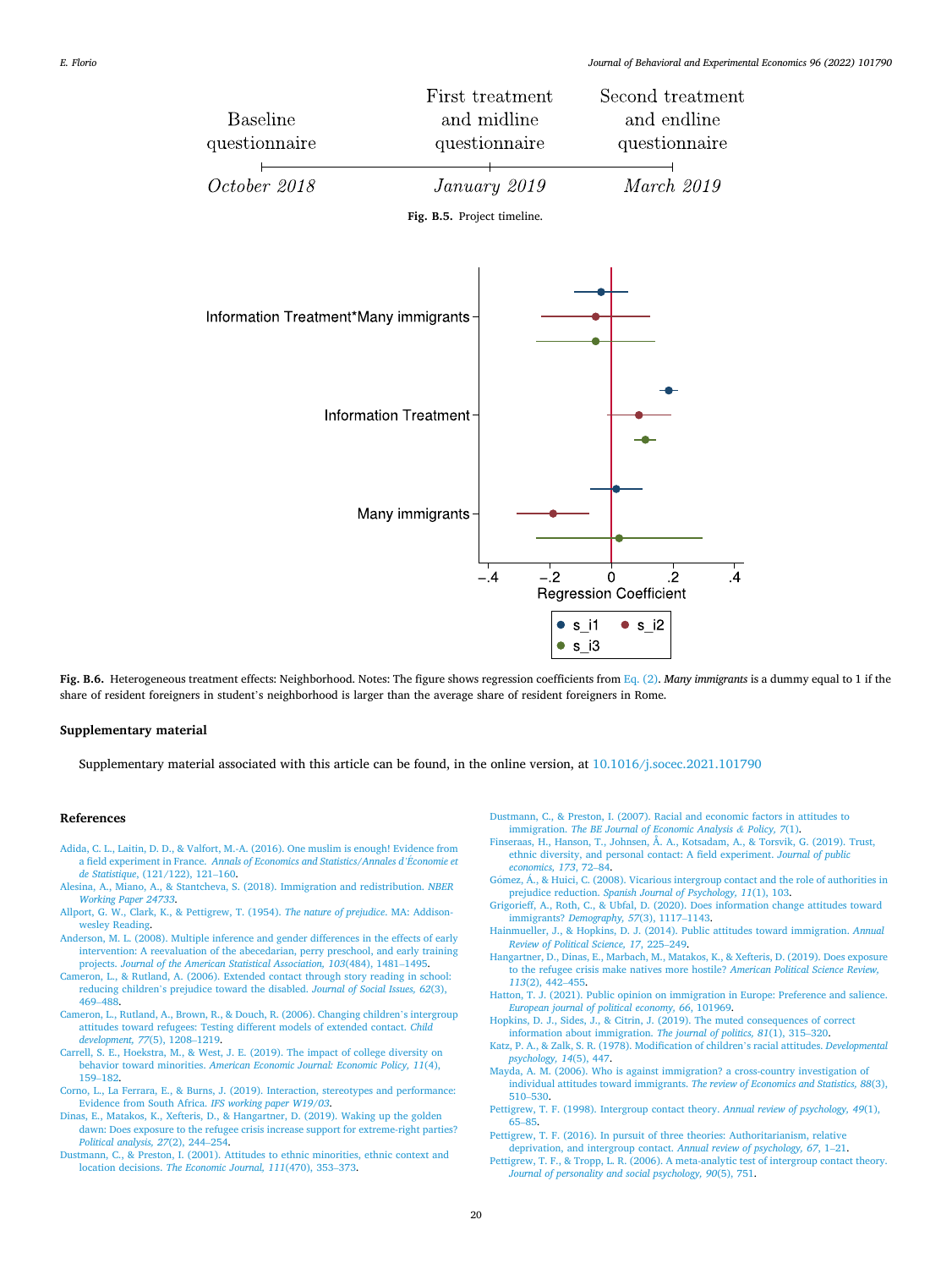Fig. B.5. Project timeline.

Fig. B.6. Heterogeneous treatment effects: Neighborhood. Notes: The figure shows regression coefficients from Eq. (2). *Many immigrants* is a dummy equal to 1 if the share of resident foreigners in student's neighborhood is larger than the average share of resident foreigners in Rome.

## Supplementary material

Supplementary material associated with this article can be found, in the online version, at 10.1016/j.socec.2021.101790

## References

Adida, C. L., Laitin, D. D., & Valfort, M.-A. (2016). One muslim is enough! Evidence from a field experiment in France. *Annals of Economics and Statistics/Annales d'Économie et de Statistique*, (121/122), 121–160.

Alesina, A., Miano, A., & Stantcheva, S. (2018). Immigration and redistribution. *NBER Working Paper 24733*.

Allport, G. W., Clark, K., & Pettigrew, T. (1954). *The nature of prejudice*. MA: Addison-wesley Reading.

Anderson, M. L. (2008). Multiple inference and gender differences in the effects of early intervention: A reevaluation of the abecedarian, perry preschool, and early training projects. *Journal of the American Statistical Association, 103*(484), 1481–1495.

Cameron, L., & Rutland, A. (2006). Extended contact through story reading in school: reducing children's prejudice toward the disabled. *Journal of Social Issues, 62*(3), 469–488.

Cameron, L., Rutland, A., Brown, R., & Douch, R. (2006). Changing children's intergroup attitudes toward refugees: Testing different models of extended contact. *Child development, 77*(5), 1208–1219.

Carrell, S. E., Hoekstra, M., & West, J. E. (2019). The impact of college diversity on behavior toward minorities. *American Economic Journal: Economic Policy, 11*(4), 159–182.

Corno, L., La Ferrara, E., & Burns, J. (2019). Interaction, stereotypes and performance: Evidence from South Africa. *IFS working paper W19/03*.

Dinas, E., Matakos, K., Xefteris, D., & Hangartner, D. (2019). Waking up the golden dawn: Does exposure to the refugee crisis increase support for extreme-right parties? *Political analysis, 27*(2), 244–254.

Dustmann, C., & Preston, I. (2001). Attitudes to ethnic minorities, ethnic context and location decisions. *The Economic Journal, 111*(470), 353–373.

Dustmann, C., & Preston, I. (2007). Racial and economic factors in attitudes to immigration. *The BE Journal of Economic Analysis & Policy, 7*(1).

Finseraas, H., Hanson, T., Johnsen, Å. A., Kotsadam, A., & Torsvik, G. (2019). Trust, ethnic diversity, and personal contact: A field experiment. *Journal of public economics, 173*, 72–84.

Gómez, Á., & Huici, C. (2008). Vicarious intergroup contact and the role of authorities in prejudice reduction. *Spanish Journal of Psychology, 11*(1), 103.

Grigorieff, A., Roth, C., & Ubfal, D. (2020). Does information change attitudes toward immigrants? *Demography, 57*(3), 1117–1143.

Hainmueller, J., & Hopkins, D. J. (2014). Public attitudes toward immigration. *Annual Review of Political Science, 17*, 225–249.

Hangartner, D., Dinas, E., Marbach, M., Matakos, K., & Xefteris, D. (2019). Does exposure to the refugee crisis make natives more hostile? *American Political Science Review, 113*(2), 442–455.

Hatton, T. J. (2021). Public opinion on immigration in Europe: Preference and salience. *European journal of political economy, 66*, 101969.

Hopkins, D. J., Sides, J., & Citrin, J. (2019). The muted consequences of correct information about immigration. *The journal of politics, 81*(1), 315–320.

Katz, P. A., & Zalk, S. R. (1978). Modification of children's racial attitudes. *Developmental psychology, 14*(5), 447.

Mayda, A. M. (2006). Who is against immigration? a cross-country investigation of individual attitudes toward immigrants. *The review of Economics and Statistics, 88*(3), 510–530.

Pettigrew, T. F. (1998). Intergroup contact theory. *Annual review of psychology, 49*(1), 65–85.

Pettigrew, T. F. (2016). In pursuit of three theories: Authoritarianism, relative deprivation, and intergroup contact. *Annual review of psychology, 67*, 1–21.

Pettigrew, T. F., & Tropp, L. R. (2006). A meta-analytic test of intergroup contact theory. *Journal of personality and social psychology, 90*(5), 751.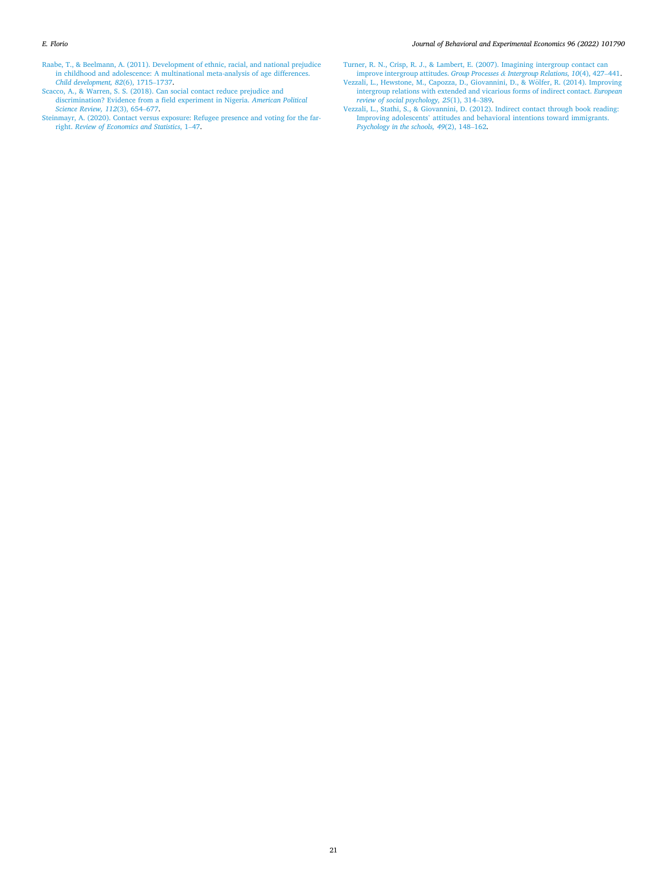Raabe, T., & Beelmann, A. (2011). Development of ethnic, racial, and national prejudice in childhood and adolescence: A multinational meta-analysis of age differences. *Child development, 82*(6), 1715–1737.

Scacco, A., & Warren, S. S. (2018). Can social contact reduce prejudice and discrimination? Evidence from a field experiment in Nigeria. *American Political Science Review, 112*(3), 654–677.

Steinmayr, A. (2020). Contact versus exposure: Refugee presence and voting for the far-right. *Review of Economics and Statistics*, 1–47.

Turner, R. N., Crisp, R. J., & Lambert, E. (2007). Imagining intergroup contact can improve intergroup attitudes. *Group Processes & Intergroup Relations, 10*(4), 427–441.

Vezzali, L., Hewstone, M., Capozza, D., Giovannini, D., & Wölfer, R. (2014). Improving intergroup relations with extended and vicarious forms of indirect contact. *European review of social psychology, 25*(1), 314–389.

Vezzali, L., Stathi, S., & Giovannini, D. (2012). Indirect contact through book reading: Improving adolescents' attitudes and behavioral intentions toward immigrants. *Psychology in the schools, 49*(2), 148–162.